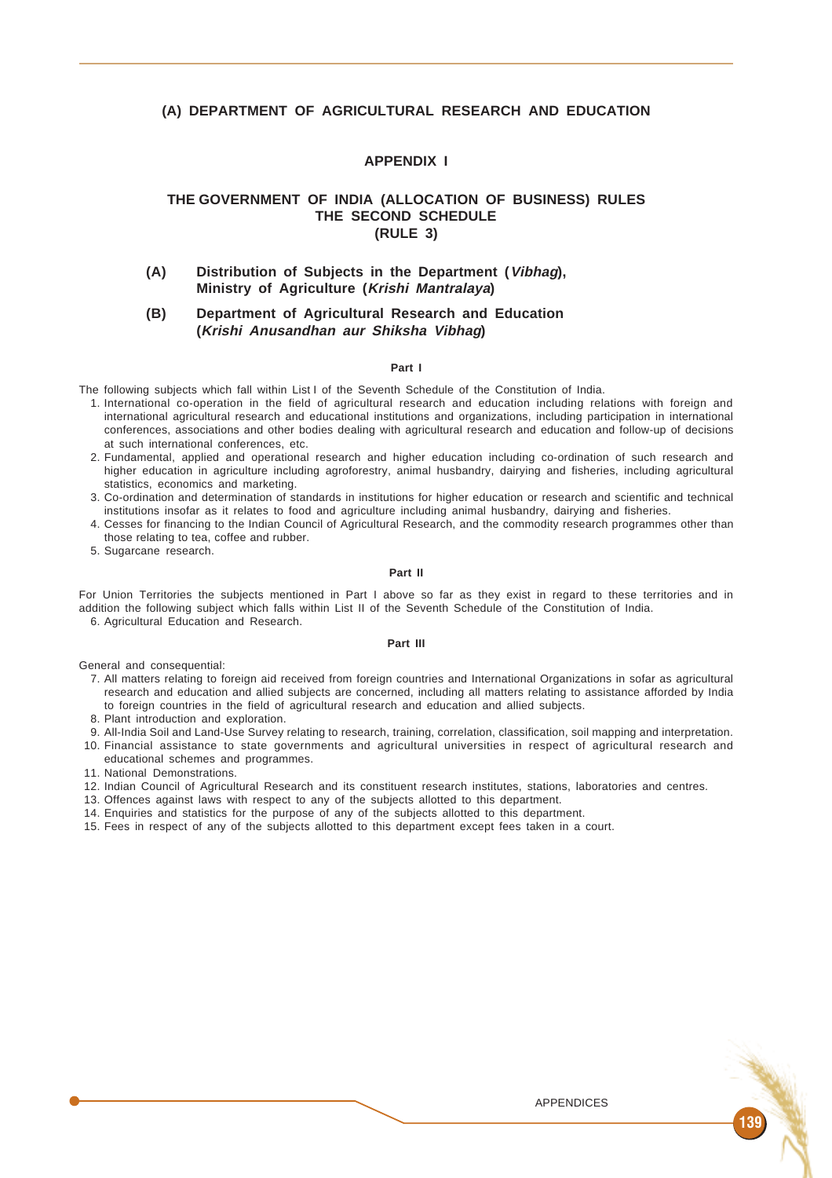## (A) DEPARTMENT OF AGRICULTURAL RESEARCH AND EDUCATION

### APPENDIX I

### THE GOVERNMENT OF INDIA (ALLOCATION OF BUSINESS) RULES
### THE SECOND SCHEDULE
### (RULE 3)

**(A) Distribution of Subjects in the Department (*Vibhag*), Ministry of Agriculture (*Krishi Mantralaya*)**

**(B) Department of Agricultural Research and Education (*Krishi Anusandhan aur Shiksha Vibhag*)**

**Part I**

The following subjects which fall within List I of the Seventh Schedule of the Constitution of India.

1. International co-operation in the field of agricultural research and education including relations with foreign and international agricultural research and educational institutions and organizations, including participation in international conferences, associations and other bodies dealing with agricultural research and education and follow-up of decisions at such international conferences, etc.
2. Fundamental, applied and operational research and higher education including co-ordination of such research and higher education in agriculture including agroforestry, animal husbandry, dairying and fisheries, including agricultural statistics, economics and marketing.
3. Co-ordination and determination of standards in institutions for higher education or research and scientific and technical institutions insofar as it relates to food and agriculture including animal husbandry, dairying and fisheries.
4. Cesses for financing to the Indian Council of Agricultural Research, and the commodity research programmes other than those relating to tea, coffee and rubber.
5. Sugarcane research.

**Part II**

For Union Territories the subjects mentioned in Part I above so far as they exist in regard to these territories and in addition the following subject which falls within List II of the Seventh Schedule of the Constitution of India.

6. Agricultural Education and Research.

**Part III**

General and consequential:

7. All matters relating to foreign aid received from foreign countries and International Organizations in sofar as agricultural research and education and allied subjects are concerned, including all matters relating to assistance afforded by India to foreign countries in the field of agricultural research and education and allied subjects.
8. Plant introduction and exploration.
9. All-India Soil and Land-Use Survey relating to research, training, correlation, classification, soil mapping and interpretation.
10. Financial assistance to state governments and agricultural universities in respect of agricultural research and educational schemes and programmes.
11. National Demonstrations.
12. Indian Council of Agricultural Research and its constituent research institutes, stations, laboratories and centres.
13. Offences against laws with respect to any of the subjects allotted to this department.
14. Enquiries and statistics for the purpose of any of the subjects allotted to this department.
15. Fees in respect of any of the subjects allotted to this department except fees taken in a court.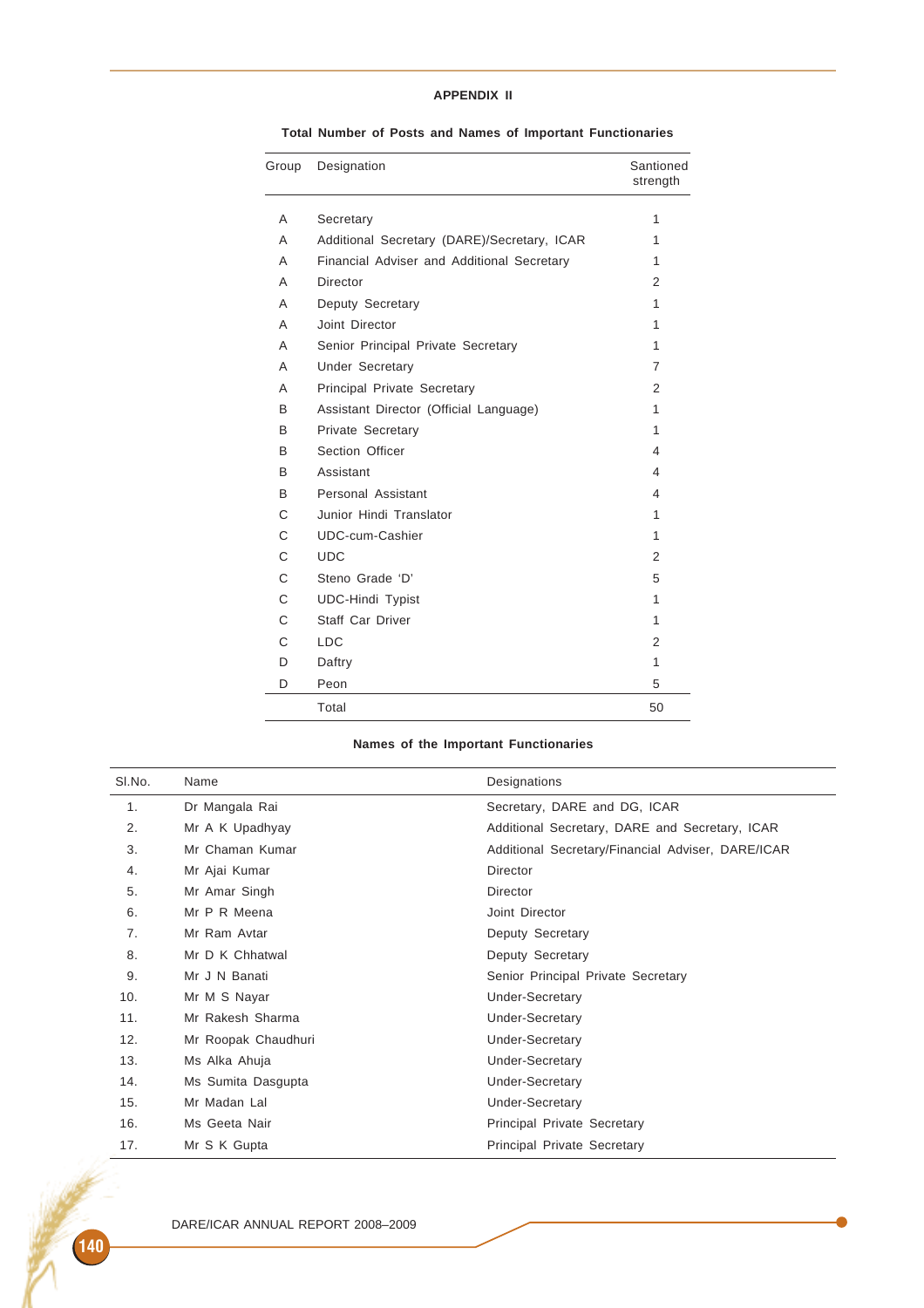## APPENDIX II

### Total Number of Posts and Names of Important Functionaries

| Group | Designation | Santioned strength |
|---|---|---|
| A | Secretary | 1 |
| A | Additional Secretary (DARE)/Secretary, ICAR | 1 |
| A | Financial Adviser and Additional Secretary | 1 |
| A | Director | 2 |
| A | Deputy Secretary | 1 |
| A | Joint Director | 1 |
| A | Senior Principal Private Secretary | 1 |
| A | Under Secretary | 7 |
| A | Principal Private Secretary | 2 |
| B | Assistant Director (Official Language) | 1 |
| B | Private Secretary | 1 |
| B | Section Officer | 4 |
| B | Assistant | 4 |
| B | Personal Assistant | 4 |
| C | Junior Hindi Translator | 1 |
| C | UDC-cum-Cashier | 1 |
| C | UDC | 2 |
| C | Steno Grade 'D' | 5 |
| C | UDC-Hindi Typist | 1 |
| C | Staff Car Driver | 1 |
| C | LDC | 2 |
| D | Daftry | 1 |
| D | Peon | 5 |
| | Total | 50 |

### Names of the Important Functionaries

| Sl.No. | Name | Designations |
|---|---|---|
| 1. | Dr Mangala Rai | Secretary, DARE and DG, ICAR |
| 2. | Mr A K Upadhyay | Additional Secretary, DARE and Secretary, ICAR |
| 3. | Mr Chaman Kumar | Additional Secretary/Financial Adviser, DARE/ICAR |
| 4. | Mr Ajai Kumar | Director |
| 5. | Mr Amar Singh | Director |
| 6. | Mr P R Meena | Joint Director |
| 7. | Mr Ram Avtar | Deputy Secretary |
| 8. | Mr D K Chhatwal | Deputy Secretary |
| 9. | Mr J N Banati | Senior Principal Private Secretary |
| 10. | Mr M S Nayar | Under-Secretary |
| 11. | Mr Rakesh Sharma | Under-Secretary |
| 12. | Mr Roopak Chaudhuri | Under-Secretary |
| 13. | Ms Alka Ahuja | Under-Secretary |
| 14. | Ms Sumita Dasgupta | Under-Secretary |
| 15. | Mr Madan Lal | Under-Secretary |
| 16. | Ms Geeta Nair | Principal Private Secretary |
| 17. | Mr S K Gupta | Principal Private Secretary |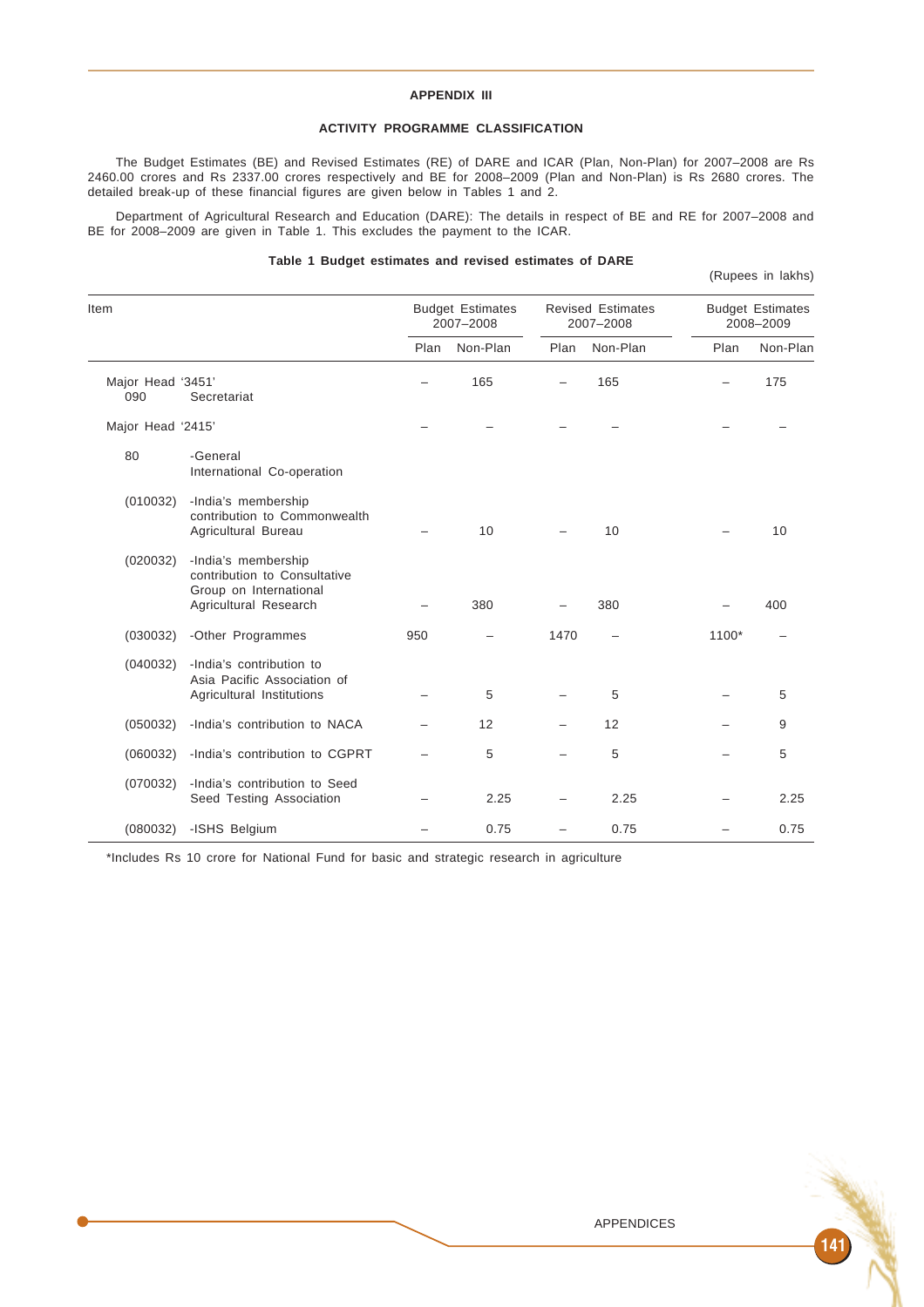## APPENDIX III

### ACTIVITY PROGRAMME CLASSIFICATION

The Budget Estimates (BE) and Revised Estimates (RE) of DARE and ICAR (Plan, Non-Plan) for 2007–2008 are Rs 2460.00 crores and Rs 2337.00 crores respectively and BE for 2008–2009 (Plan and Non-Plan) is Rs 2680 crores. The detailed break-up of these financial figures are given below in Tables 1 and 2.

Department of Agricultural Research and Education (DARE): The details in respect of BE and RE for 2007–2008 and BE for 2008–2009 are given in Table 1. This excludes the payment to the ICAR.

**Table 1 Budget estimates and revised estimates of DARE**

(Rupees in lakhs)

| Item | | Budget Estimates 2007–2008 | | Revised Estimates 2007–2008 | | Budget Estimates 2008–2009 | |
|---|---|---|---|---|---|---|---|
| | | Plan | Non-Plan | Plan | Non-Plan | Plan | Non-Plan |
| Major Head '3451' 090 | Secretariat | – | 165 | – | 165 | – | 175 |
| Major Head '2415' | | – | – | – | – | – | – |
| 80 | -General International Co-operation | | | | | | |
| (010032) | -India's membership contribution to Commonwealth Agricultural Bureau | – | 10 | – | 10 | – | 10 |
| (020032) | -India's membership contribution to Consultative Group on International Agricultural Research | – | 380 | – | 380 | – | 400 |
| (030032) | -Other Programmes | 950 | – | 1470 | – | 1100* | – |
| (040032) | -India's contribution to Asia Pacific Association of Agricultural Institutions | – | 5 | – | 5 | – | 5 |
| (050032) | -India's contribution to NACA | – | 12 | – | 12 | – | 9 |
| (060032) | -India's contribution to CGPRT | – | 5 | – | 5 | – | 5 |
| (070032) | -India's contribution to Seed Seed Testing Association | – | 2.25 | – | 2.25 | – | 2.25 |
| (080032) | -ISHS Belgium | – | 0.75 | – | 0.75 | – | 0.75 |

*Includes Rs 10 crore for National Fund for basic and strategic research in agriculture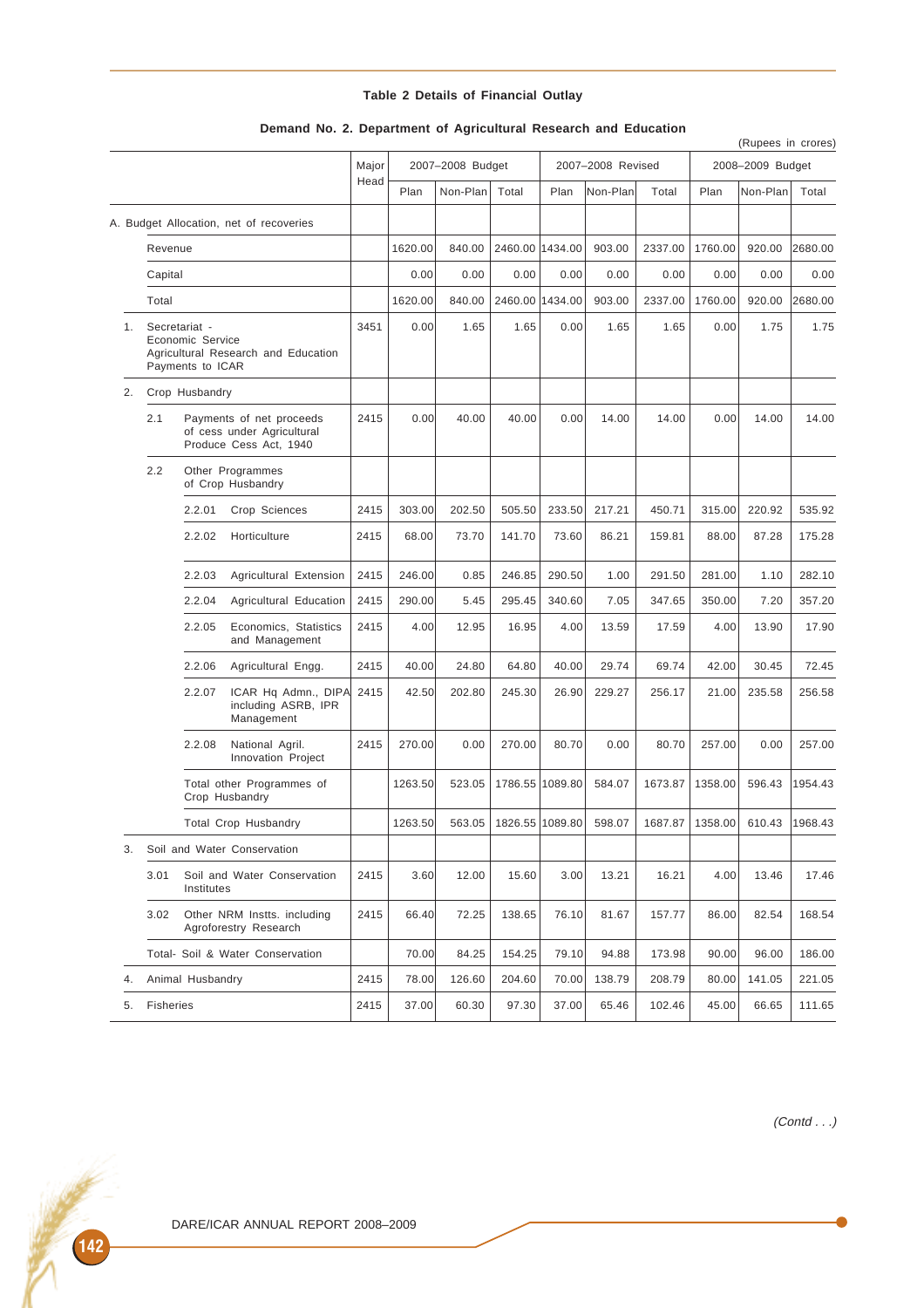**Table 2 Details of Financial Outlay**

**Demand No. 2. Department of Agricultural Research and Education**

(Rupees in crores)

| | Major Head | 2007–2008 Budget | | | 2007–2008 Revised | | | 2008–2009 Budget | | |
|---|---|---|---|---|---|---|---|---|---|---|
| | | Plan | Non-Plan | Total | Plan | Non-Plan | Total | Plan | Non-Plan | Total |
| A. Budget Allocation, net of recoveries | | | | | | | | | | |
| Revenue | | 1620.00 | 840.00 | 2460.00 | 1434.00 | 903.00 | 2337.00 | 1760.00 | 920.00 | 2680.00 |
| Capital | | 0.00 | 0.00 | 0.00 | 0.00 | 0.00 | 0.00 | 0.00 | 0.00 | 0.00 |
| Total | | 1620.00 | 840.00 | 2460.00 | 1434.00 | 903.00 | 2337.00 | 1760.00 | 920.00 | 2680.00 |
| 1. Secretariat - Economic Service Agricultural Research and Education Payments to ICAR | 3451 | 0.00 | 1.65 | 1.65 | 0.00 | 1.65 | 1.65 | 0.00 | 1.75 | 1.75 |
| 2. Crop Husbandry | | | | | | | | | | |
| 2.1 Payments of net proceeds of cess under Agricultural Produce Cess Act, 1940 | 2415 | 0.00 | 40.00 | 40.00 | 0.00 | 14.00 | 14.00 | 0.00 | 14.00 | 14.00 |
| 2.2 Other Programmes of Crop Husbandry | | | | | | | | | | |
| 2.2.01 Crop Sciences | 2415 | 303.00 | 202.50 | 505.50 | 233.50 | 217.21 | 450.71 | 315.00 | 220.92 | 535.92 |
| 2.2.02 Horticulture | 2415 | 68.00 | 73.70 | 141.70 | 73.60 | 86.21 | 159.81 | 88.00 | 87.28 | 175.28 |
| 2.2.03 Agricultural Extension | 2415 | 246.00 | 0.85 | 246.85 | 290.50 | 1.00 | 291.50 | 281.00 | 1.10 | 282.10 |
| 2.2.04 Agricultural Education | 2415 | 290.00 | 5.45 | 295.45 | 340.60 | 7.05 | 347.65 | 350.00 | 7.20 | 357.20 |
| 2.2.05 Economics, Statistics and Management | 2415 | 4.00 | 12.95 | 16.95 | 4.00 | 13.59 | 17.59 | 4.00 | 13.90 | 17.90 |
| 2.2.06 Agricultural Engg. | 2415 | 40.00 | 24.80 | 64.80 | 40.00 | 29.74 | 69.74 | 42.00 | 30.45 | 72.45 |
| 2.2.07 ICAR Hq Admn., DIPA including ASRB, IPR Management | 2415 | 42.50 | 202.80 | 245.30 | 26.90 | 229.27 | 256.17 | 21.00 | 235.58 | 256.58 |
| 2.2.08 National Agril. Innovation Project | 2415 | 270.00 | 0.00 | 270.00 | 80.70 | 0.00 | 80.70 | 257.00 | 0.00 | 257.00 |
| Total other Programmes of Crop Husbandry | | 1263.50 | 523.05 | 1786.55 | 1089.80 | 584.07 | 1673.87 | 1358.00 | 596.43 | 1954.43 |
| Total Crop Husbandry | | 1263.50 | 563.05 | 1826.55 | 1089.80 | 598.07 | 1687.87 | 1358.00 | 610.43 | 1968.43 |
| 3. Soil and Water Conservation | | | | | | | | | | |
| 3.01 Soil and Water Conservation Institutes | 2415 | 3.60 | 12.00 | 15.60 | 3.00 | 13.21 | 16.21 | 4.00 | 13.46 | 17.46 |
| 3.02 Other NRM Instts. including Agroforestry Research | 2415 | 66.40 | 72.25 | 138.65 | 76.10 | 81.67 | 157.77 | 86.00 | 82.54 | 168.54 |
| Total- Soil & Water Conservation | | 70.00 | 84.25 | 154.25 | 79.10 | 94.88 | 173.98 | 90.00 | 96.00 | 186.00 |
| 4. Animal Husbandry | 2415 | 78.00 | 126.60 | 204.60 | 70.00 | 138.79 | 208.79 | 80.00 | 141.05 | 221.05 |
| 5. Fisheries | 2415 | 37.00 | 60.30 | 97.30 | 37.00 | 65.46 | 102.46 | 45.00 | 66.65 | 111.65 |

*(Contd . . .)*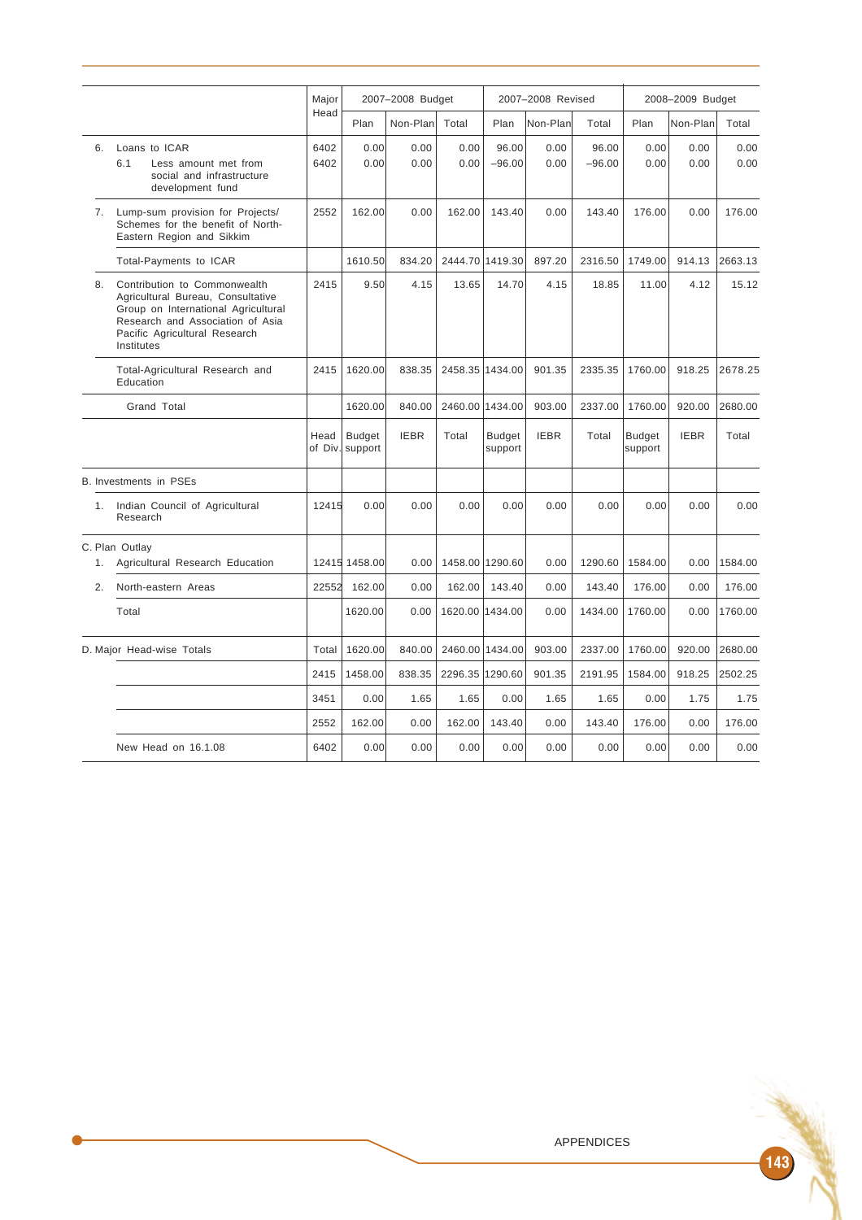| | Major Head | 2007–2008 Budget | | | 2007–2008 Revised | | | 2008–2009 Budget | | |
|---|---|---|---|---|---|---|---|---|---|---|
| | | Plan | Non-Plan | Total | Plan | Non-Plan | Total | Plan | Non-Plan | Total |
| 6. Loans to ICAR | 6402 | 0.00 | 0.00 | 0.00 | 96.00 | 0.00 | 96.00 | 0.00 | 0.00 | 0.00 |
| 6.1 Less amount met from social and infrastructure development fund | 6402 | 0.00 | 0.00 | 0.00 | −96.00 | 0.00 | −96.00 | 0.00 | 0.00 | 0.00 |
| 7. Lump-sum provision for Projects/ Schemes for the benefit of North-Eastern Region and Sikkim | 2552 | 162.00 | 0.00 | 162.00 | 143.40 | 0.00 | 143.40 | 176.00 | 0.00 | 176.00 |
| Total-Payments to ICAR | | 1610.50 | 834.20 | 2444.70 | 1419.30 | 897.20 | 2316.50 | 1749.00 | 914.13 | 2663.13 |
| 8. Contribution to Commonwealth Agricultural Bureau, Consultative Group on International Agricultural Research and Association of Asia Pacific Agricultural Research Institutes | 2415 | 9.50 | 4.15 | 13.65 | 14.70 | 4.15 | 18.85 | 11.00 | 4.12 | 15.12 |
| Total-Agricultural Research and Education | 2415 | 1620.00 | 838.35 | 2458.35 | 1434.00 | 901.35 | 2335.35 | 1760.00 | 918.25 | 2678.25 |
| Grand Total | | 1620.00 | 840.00 | 2460.00 | 1434.00 | 903.00 | 2337.00 | 1760.00 | 920.00 | 2680.00 |
| | Head of Div. | Budget support | IEBR | Total | Budget support | IEBR | Total | Budget support | IEBR | Total |
| B. Investments in PSEs | | | | | | | | | | |
| 1. Indian Council of Agricultural Research | 12415 | 0.00 | 0.00 | 0.00 | 0.00 | 0.00 | 0.00 | 0.00 | 0.00 | 0.00 |
| C. Plan Outlay | | | | | | | | | | |
| 1. Agricultural Research Education | 12415 | 1458.00 | 0.00 | 1458.00 | 1290.60 | 0.00 | 1290.60 | 1584.00 | 0.00 | 1584.00 |
| 2. North-eastern Areas | 22552 | 162.00 | 0.00 | 162.00 | 143.40 | 0.00 | 143.40 | 176.00 | 0.00 | 176.00 |
| Total | | 1620.00 | 0.00 | 1620.00 | 1434.00 | 0.00 | 1434.00 | 1760.00 | 0.00 | 1760.00 |
| D. Major Head-wise Totals | Total | 1620.00 | 840.00 | 2460.00 | 1434.00 | 903.00 | 2337.00 | 1760.00 | 920.00 | 2680.00 |
| | 2415 | 1458.00 | 838.35 | 2296.35 | 1290.60 | 901.35 | 2191.95 | 1584.00 | 918.25 | 2502.25 |
| | 3451 | 0.00 | 1.65 | 1.65 | 0.00 | 1.65 | 1.65 | 0.00 | 1.75 | 1.75 |
| | 2552 | 162.00 | 0.00 | 162.00 | 143.40 | 0.00 | 143.40 | 176.00 | 0.00 | 176.00 |
| New Head on 16.1.08 | 6402 | 0.00 | 0.00 | 0.00 | 0.00 | 0.00 | 0.00 | 0.00 | 0.00 | 0.00 |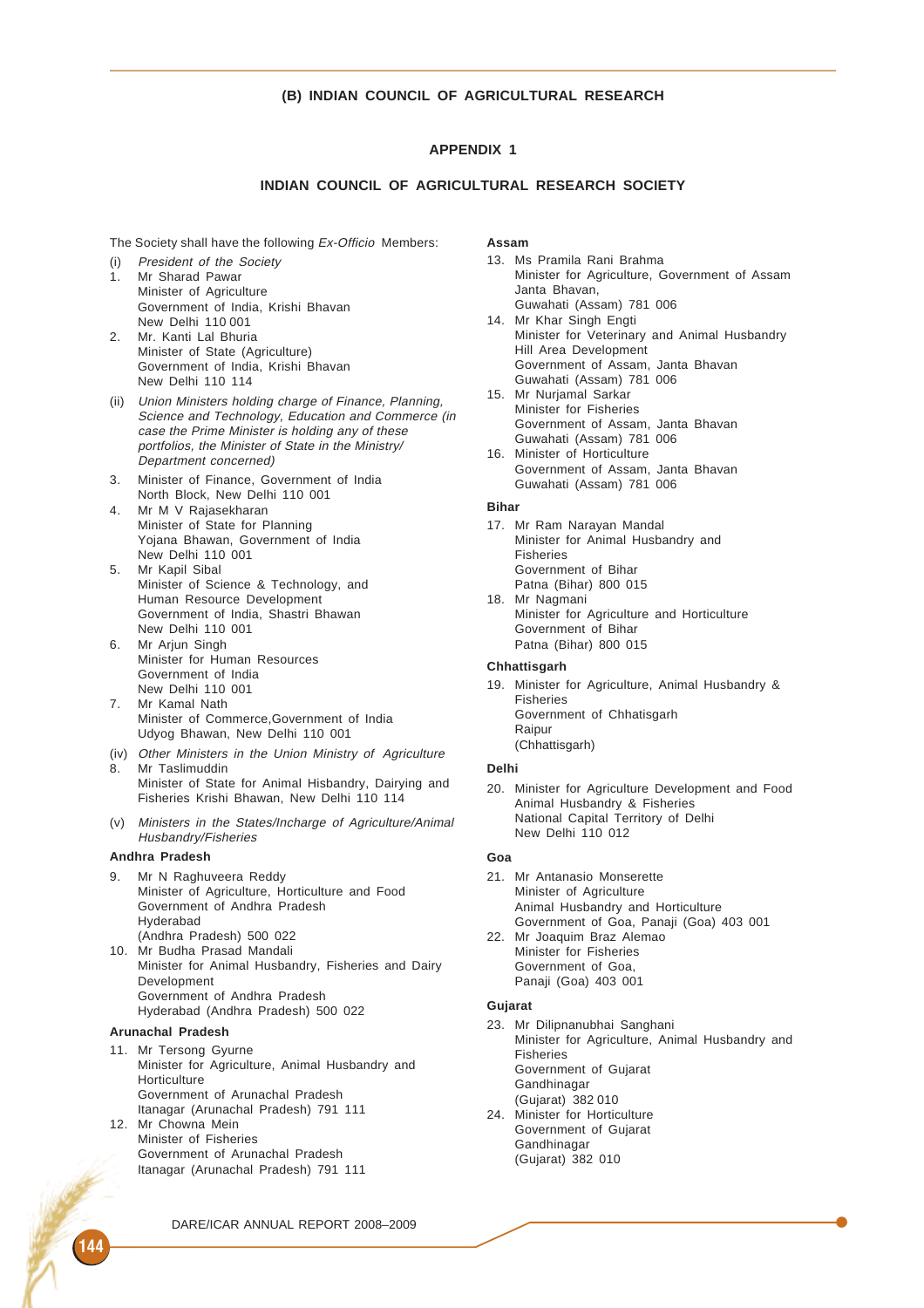## (B) INDIAN COUNCIL OF AGRICULTURAL RESEARCH

### APPENDIX 1

### INDIAN COUNCIL OF AGRICULTURAL RESEARCH SOCIETY

The Society shall have the following *Ex-Officio* Members:

(i) *President of the Society*

1. Mr Sharad Pawar
   Minister of Agriculture
   Government of India, Krishi Bhavan
   New Delhi 110 001
2. Mr. Kanti Lal Bhuria
   Minister of State (Agriculture)
   Government of India, Krishi Bhavan
   New Delhi 110 114

(ii) *Union Ministers holding charge of Finance, Planning, Science and Technology, Education and Commerce (in case the Prime Minister is holding any of these portfolios, the Minister of State in the Ministry/ Department concerned)*

3. Minister of Finance, Government of India
   North Block, New Delhi 110 001
4. Mr M V Rajasekharan
   Minister of State for Planning
   Yojana Bhawan, Government of India
   New Delhi 110 001
5. Mr Kapil Sibal
   Minister of Science & Technology, and
   Human Resource Development
   Government of India, Shastri Bhawan
   New Delhi 110 001
6. Mr Arjun Singh
   Minister for Human Resources
   Government of India
   New Delhi 110 001
7. Mr Kamal Nath
   Minister of Commerce,Government of India
   Udyog Bhawan, New Delhi 110 001

(iv) *Other Ministers in the Union Ministry of Agriculture*

8. Mr Taslimuddin
   Minister of State for Animal Hisbandry, Dairying and Fisheries Krishi Bhawan, New Delhi 110 114

(v) *Ministers in the States/Incharge of Agriculture/Animal Husbandry/Fisheries*

**Andhra Pradesh**

9. Mr N Raghuveera Reddy
   Minister of Agriculture, Horticulture and Food
   Government of Andhra Pradesh
   Hyderabad
   (Andhra Pradesh) 500 022
10. Mr Budha Prasad Mandali
    Minister for Animal Husbandry, Fisheries and Dairy Development
    Government of Andhra Pradesh
    Hyderabad (Andhra Pradesh) 500 022

**Arunachal Pradesh**

11. Mr Tersong Gyurne
    Minister for Agriculture, Animal Husbandry and Horticulture
    Government of Arunachal Pradesh
    Itanagar (Arunachal Pradesh) 791 111
12. Mr Chowna Mein
    Minister of Fisheries
    Government of Arunachal Pradesh
    Itanagar (Arunachal Pradesh) 791 111

**Assam**

13. Ms Pramila Rani Brahma
    Minister for Agriculture, Government of Assam
    Janta Bhavan,
    Guwahati (Assam) 781 006
14. Mr Khar Singh Engti
    Minister for Veterinary and Animal Husbandry
    Hill Area Development
    Government of Assam, Janta Bhavan
    Guwahati (Assam) 781 006
15. Mr Nurjamal Sarkar
    Minister for Fisheries
    Government of Assam, Janta Bhavan
    Guwahati (Assam) 781 006
16. Minister of Horticulture
    Government of Assam, Janta Bhavan
    Guwahati (Assam) 781 006

**Bihar**

17. Mr Ram Narayan Mandal
    Minister for Animal Husbandry and Fisheries
    Government of Bihar
    Patna (Bihar) 800 015
18. Mr Nagmani
    Minister for Agriculture and Horticulture
    Government of Bihar
    Patna (Bihar) 800 015

**Chhattisgarh**

19. Minister for Agriculture, Animal Husbandry & Fisheries
    Government of Chhatisgarh
    Raipur
    (Chhattisgarh)

**Delhi**

20. Minister for Agriculture Development and Food Animal Husbandry & Fisheries
    National Capital Territory of Delhi
    New Delhi 110 012

**Goa**

21. Mr Antanasio Monserette
    Minister of Agriculture
    Animal Husbandry and Horticulture
    Government of Goa, Panaji (Goa) 403 001
22. Mr Joaquim Braz Alemao
    Minister for Fisheries
    Government of Goa,
    Panaji (Goa) 403 001

**Gujarat**

23. Mr Dilipnanubhai Sanghani
    Minister for Agriculture, Animal Husbandry and Fisheries
    Government of Gujarat
    Gandhinagar
    (Gujarat) 382 010
24. Minister for Horticulture
    Government of Gujarat
    Gandhinagar
    (Gujarat) 382 010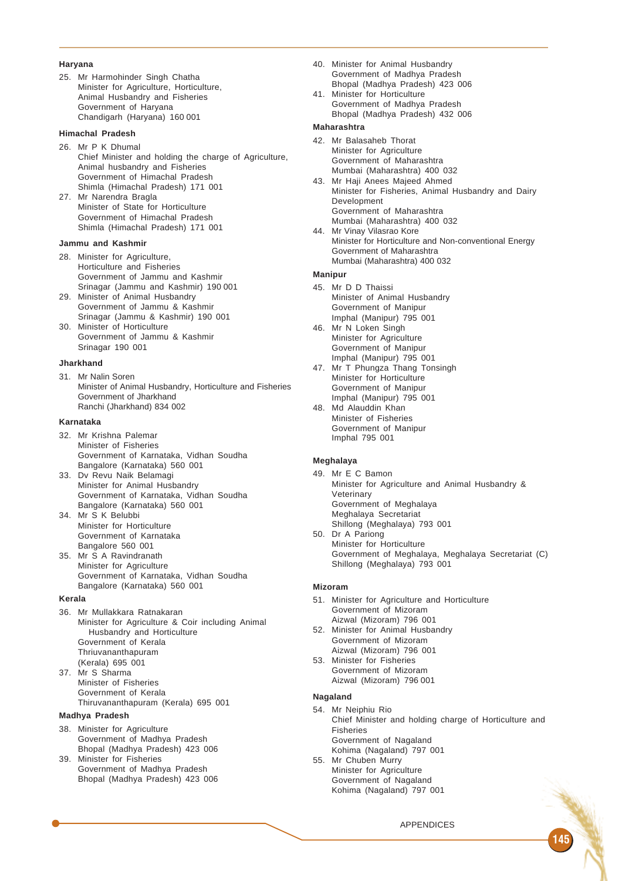**Haryana**

25. Mr Harmohinder Singh Chatha
    Minister for Agriculture, Horticulture, Animal Husbandry and Fisheries
    Government of Haryana
    Chandigarh (Haryana) 160 001

**Himachal Pradesh**

26. Mr P K Dhumal
    Chief Minister and holding the charge of Agriculture, Animal husbandry and Fisheries
    Government of Himachal Pradesh
    Shimla (Himachal Pradesh) 171 001
27. Mr Narendra Bragla
    Minister of State for Horticulture
    Government of Himachal Pradesh
    Shimla (Himachal Pradesh) 171 001

**Jammu and Kashmir**

28. Minister for Agriculture, Horticulture and Fisheries
    Government of Jammu and Kashmir
    Srinagar (Jammu and Kashmir) 190 001
29. Minister of Animal Husbandry
    Government of Jammu & Kashmir
    Srinagar (Jammu & Kashmir) 190 001
30. Minister of Horticulture
    Government of Jammu & Kashmir
    Srinagar 190 001

**Jharkhand**

31. Mr Nalin Soren
    Minister of Animal Husbandry, Horticulture and Fisheries
    Government of Jharkhand
    Ranchi (Jharkhand) 834 002

**Karnataka**

32. Mr Krishna Palemar
    Minister of Fisheries
    Government of Karnataka, Vidhan Soudha
    Bangalore (Karnataka) 560 001
33. Dv Revu Naik Belamagi
    Minister for Animal Husbandry
    Government of Karnataka, Vidhan Soudha
    Bangalore (Karnataka) 560 001
34. Mr S K Belubbi
    Minister for Horticulture
    Government of Karnataka
    Bangalore 560 001
35. Mr S A Ravindranath
    Minister for Agriculture
    Government of Karnataka, Vidhan Soudha
    Bangalore (Karnataka) 560 001

**Kerala**

36. Mr Mullakkara Ratnakaran
    Minister for Agriculture & Coir including Animal Husbandry and Horticulture
    Government of Kerala
    Thriuvananthapuram (Kerala) 695 001
37. Mr S Sharma
    Minister of Fisheries
    Government of Kerala
    Thiruvananthapuram (Kerala) 695 001

**Madhya Pradesh**

38. Minister for Agriculture
    Government of Madhya Pradesh
    Bhopal (Madhya Pradesh) 423 006
39. Minister for Fisheries
    Government of Madhya Pradesh
    Bhopal (Madhya Pradesh) 423 006
40. Minister for Animal Husbandry
    Government of Madhya Pradesh
    Bhopal (Madhya Pradesh) 423 006
41. Minister for Horticulture
    Government of Madhya Pradesh
    Bhopal (Madhya Pradesh) 432 006

**Maharashtra**

42. Mr Balasaheb Thorat
    Minister for Agriculture
    Government of Maharashtra
    Mumbai (Maharashtra) 400 032
43. Mr Haji Anees Majeed Ahmed
    Minister for Fisheries, Animal Husbandry and Dairy Development
    Government of Maharashtra
    Mumbai (Maharashtra) 400 032
44. Mr Vinay Vilasrao Kore
    Minister for Horticulture and Non-conventional Energy
    Government of Maharashtra
    Mumbai (Maharashtra) 400 032

**Manipur**

45. Mr D D Thaissi
    Minister of Animal Husbandry
    Government of Manipur
    Imphal (Manipur) 795 001
46. Mr N Loken Singh
    Minister for Agriculture
    Government of Manipur
    Imphal (Manipur) 795 001
47. Mr T Phungza Thang Tonsingh
    Minister for Horticulture
    Government of Manipur
    Imphal (Manipur) 795 001
48. Md Alauddin Khan
    Minister of Fisheries
    Government of Manipur
    Imphal 795 001

**Meghalaya**

49. Mr E C Bamon
    Minister for Agriculture and Animal Husbandry & Veterinary
    Government of Meghalaya
    Meghalaya Secretariat
    Shillong (Meghalaya) 793 001
50. Dr A Pariong
    Minister for Horticulture
    Government of Meghalaya, Meghalaya Secretariat (C)
    Shillong (Meghalaya) 793 001

**Mizoram**

51. Minister for Agriculture and Horticulture
    Government of Mizoram
    Aizwal (Mizoram) 796 001
52. Minister for Animal Husbandry
    Government of Mizoram
    Aizwal (Mizoram) 796 001
53. Minister for Fisheries
    Government of Mizoram
    Aizwal (Mizoram) 796 001

**Nagaland**

54. Mr Neiphiu Rio
    Chief Minister and holding charge of Horticulture and Fisheries
    Government of Nagaland
    Kohima (Nagaland) 797 001
55. Mr Chuben Murry
    Minister for Agriculture
    Government of Nagaland
    Kohima (Nagaland) 797 001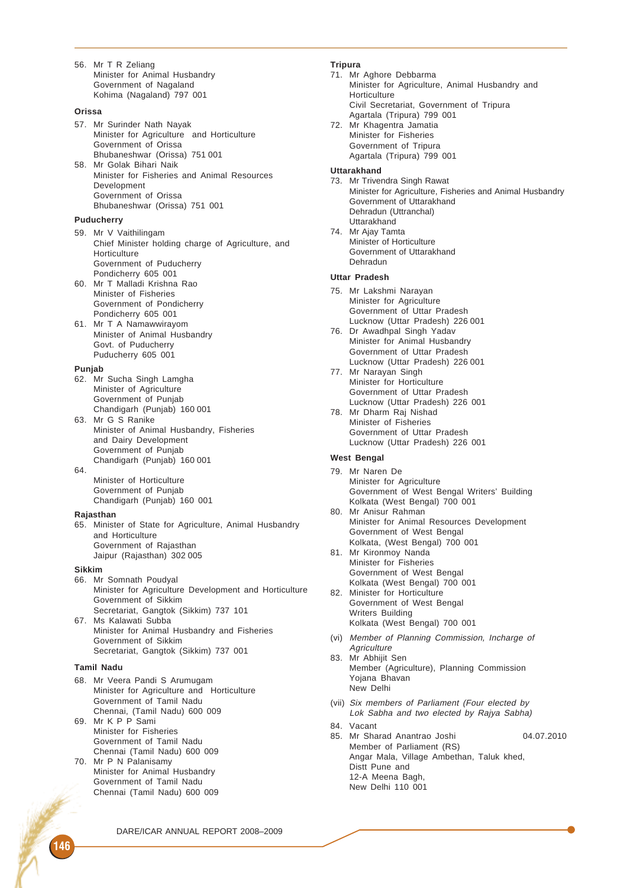56. Mr T R Zeliang
    Minister for Animal Husbandry
    Government of Nagaland
    Kohima (Nagaland) 797 001

**Orissa**

57. Mr Surinder Nath Nayak
    Minister for Agriculture and Horticulture
    Government of Orissa
    Bhubaneshwar (Orissa) 751 001
58. Mr Golak Bihari Naik
    Minister for Fisheries and Animal Resources Development
    Government of Orissa
    Bhubaneshwar (Orissa) 751 001

**Puducherry**

59. Mr V Vaithilingam
    Chief Minister holding charge of Agriculture, and Horticulture
    Government of Puducherry
    Pondicherry 605 001
60. Mr T Malladi Krishna Rao
    Minister of Fisheries
    Government of Pondicherry
    Pondicherry 605 001
61. Mr T A Namawwirayom
    Minister of Animal Husbandry
    Govt. of Puducherry
    Puducherry 605 001

**Punjab**

62. Mr Sucha Singh Lamgha
    Minister of Agriculture
    Government of Punjab
    Chandigarh (Punjab) 160 001
63. Mr G S Ranike
    Minister of Animal Husbandry, Fisheries and Dairy Development
    Government of Punjab
    Chandigarh (Punjab) 160 001
64. 
    Minister of Horticulture
    Government of Punjab
    Chandigarh (Punjab) 160 001

**Rajasthan**

65. Minister of State for Agriculture, Animal Husbandry and Horticulture
    Government of Rajasthan
    Jaipur (Rajasthan) 302 005

**Sikkim**

66. Mr Somnath Poudyal
    Minister for Agriculture Development and Horticulture
    Government of Sikkim
    Secretariat, Gangtok (Sikkim) 737 101
67. Ms Kalawati Subba
    Minister for Animal Husbandry and Fisheries
    Government of Sikkim
    Secretariat, Gangtok (Sikkim) 737 001

**Tamil Nadu**

68. Mr Veera Pandi S Arumugam
    Minister for Agriculture and Horticulture
    Government of Tamil Nadu
    Chennai, (Tamil Nadu) 600 009
69. Mr K P P Sami
    Minister for Fisheries
    Government of Tamil Nadu
    Chennai (Tamil Nadu) 600 009
70. Mr P N Palanisamy
    Minister for Animal Husbandry
    Government of Tamil Nadu
    Chennai (Tamil Nadu) 600 009

**Tripura**

71. Mr Aghore Debbarma
    Minister for Agriculture, Animal Husbandry and Horticulture
    Civil Secretariat, Government of Tripura
    Agartala (Tripura) 799 001
72. Mr Khagentra Jamatia
    Minister for Fisheries
    Government of Tripura
    Agartala (Tripura) 799 001

**Uttarakhand**

73. Mr Trivendra Singh Rawat
    Minister for Agriculture, Fisheries and Animal Husbandry
    Government of Uttarakhand
    Dehradun (Uttranchal)
    Uttarakhand
74. Mr Ajay Tamta
    Minister of Horticulture
    Government of Uttarakhand
    Dehradun

**Uttar Pradesh**

75. Mr Lakshmi Narayan
    Minister for Agriculture
    Government of Uttar Pradesh
    Lucknow (Uttar Pradesh) 226 001
76. Dr Awadhpal Singh Yadav
    Minister for Animal Husbandry
    Government of Uttar Pradesh
    Lucknow (Uttar Pradesh) 226 001
77. Mr Narayan Singh
    Minister for Horticulture
    Government of Uttar Pradesh
    Lucknow (Uttar Pradesh) 226 001
78. Mr Dharm Raj Nishad
    Minister of Fisheries
    Government of Uttar Pradesh
    Lucknow (Uttar Pradesh) 226 001

**West Bengal**

79. Mr Naren De
    Minister for Agriculture
    Government of West Bengal Writers' Building
    Kolkata (West Bengal) 700 001
80. Mr Anisur Rahman
    Minister for Animal Resources Development
    Government of West Bengal
    Kolkata, (West Bengal) 700 001
81. Mr Kironmoy Nanda
    Minister for Fisheries
    Government of West Bengal
    Kolkata (West Bengal) 700 001
82. Minister for Horticulture
    Government of West Bengal
    Writers Building
    Kolkata (West Bengal) 700 001

(vi) *Member of Planning Commission, Incharge of Agriculture*

83. Mr Abhijit Sen
    Member (Agriculture), Planning Commission
    Yojana Bhavan
    New Delhi

(vii) *Six members of Parliament (Four elected by Lok Sabha and two elected by Rajya Sabha)*

84. Vacant
85. Mr Sharad Anantrao Joshi — 04.07.2010
    Member of Parliament (RS)
    Angar Mala, Village Ambethan, Taluk khed,
    Distt Pune and
    12-A Meena Bagh,
    New Delhi 110 001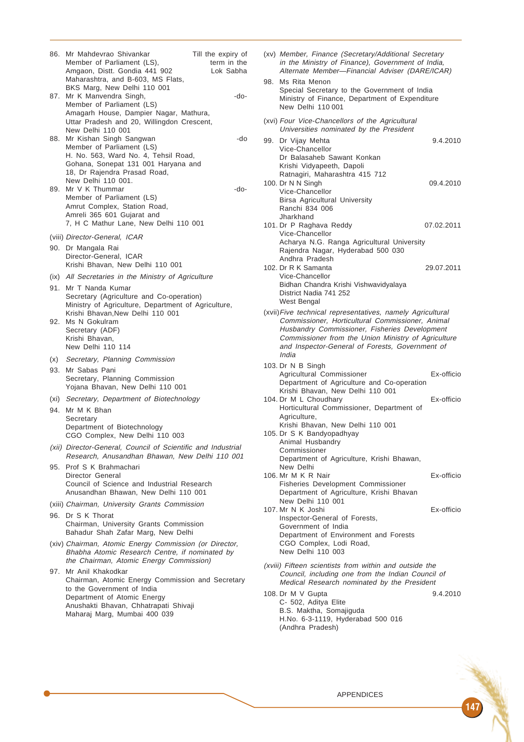86. Mr Mahdevrao Shivankar — Till the expiry of term in the Lok Sabha
Member of Parliament (LS),
Amgaon, Distt. Gondia 441 902
Maharashtra, and B-603, MS Flats,
BKS Marg, New Delhi 110 001

87. Mr K Manvendra Singh, — -do-
Member of Parliament (LS)
Amagarh House, Dampier Nagar, Mathura,
Uttar Pradesh and 20, Willingdon Crescent,
New Delhi 110 001

88. Mr Kishan Singh Sangwan — -do
Member of Parliament (LS)
H. No. 563, Ward No. 4, Tehsil Road,
Gohana, Sonepat 131 001 Haryana and
18, Dr Rajendra Prasad Road,
New Delhi 110 001.

89. Mr V K Thummar — -do-
Member of Parliament (LS)
Amrut Complex, Station Road,
Amreli 365 601 Gujarat and
7, H C Mathur Lane, New Delhi 110 001

(viii) *Director-General, ICAR*

90. Dr Mangala Rai
Director-General, ICAR
Krishi Bhavan, New Delhi 110 001

(ix) *All Secretaries in the Ministry of Agriculture*

91. Mr T Nanda Kumar
Secretary (Agriculture and Co-operation)
Ministry of Agriculture, Department of Agriculture,
Krishi Bhavan,New Delhi 110 001

92. Ms N Gokulram
Secretary (ADF)
Krishi Bhavan,
New Delhi 110 114

(x) *Secretary, Planning Commission*

93. Mr Sabas Pani
Secretary, Planning Commission
Yojana Bhavan, New Delhi 110 001

(xi) *Secretary, Department of Biotechnology*

94. Mr M K Bhan
Secretary
Department of Biotechnology
CGO Complex, New Delhi 110 003

(xii) *Director-General, Council of Scientific and Industrial Research, Anusandhan Bhavan, New Delhi 110 001*

95. Prof S K Brahmachari
Director General
Council of Science and Industrial Research
Anusandhan Bhavan, New Delhi 110 001

(xiii) *Chairman, University Grants Commission*

96. Dr S K Thorat
Chairman, University Grants Commission
Bahadur Shah Zafar Marg, New Delhi

(xiv) *Chairman, Atomic Energy Commission (or Director, Bhabha Atomic Research Centre, if nominated by the Chairman, Atomic Energy Commission)*

97. Mr Anil Khakodkar
Chairman, Atomic Energy Commission and Secretary to the Government of India
Department of Atomic Energy
Anushakti Bhavan, Chhatrapati Shivaji
Maharaj Marg, Mumbai 400 039

(xv) *Member, Finance (Secretary/Additional Secretary in the Ministry of Finance), Government of India, Alternate Member—Financial Adviser (DARE/ICAR)*

98. Ms Rita Menon
Special Secretary to the Government of India
Ministry of Finance, Department of Expenditure
New Delhi 110 001

(xvi) *Four Vice-Chancellors of the Agricultural Universities nominated by the President*

99. Dr Vijay Mehta — 9.4.2010
Vice-Chancellor
Dr Balasaheb Sawant Konkan
Krishi Vidyapeeth, Dapoli
Ratnagiri, Maharashtra 415 712

100. Dr N N Singh — 09.4.2010
Vice-Chancellor
Birsa Agricultural University
Ranchi 834 006
Jharkhand

101. Dr P Raghava Reddy — 07.02.2011
Vice-Chancellor
Acharya N.G. Ranga Agricultural University
Rajendra Nagar, Hyderabad 500 030
Andhra Pradesh

102. Dr R K Samanta — 29.07.2011
Vice-Chancellor
Bidhan Chandra Krishi Vishwavidyalaya
District Nadia 741 252
West Bengal

(xvii) *Five technical representatives, namely Agricultural Commissioner, Horticultural Commissioner, Animal Husbandry Commissioner, Fisheries Development Commissioner from the Union Ministry of Agriculture and Inspector-General of Forests, Government of India*

103. Dr N B Singh — Ex-officio
Agricultural Commissioner
Department of Agriculture and Co-operation
Krishi Bhavan, New Delhi 110 001

104. Dr M L Choudhary — Ex-officio
Horticultural Commissioner, Department of Agriculture,
Krishi Bhavan, New Delhi 110 001

105. Dr S K Bandyopadhyay
Animal Husbandry
Commissioner
Department of Agriculture, Krishi Bhawan,
New Delhi

106. Mr M K R Nair — Ex-officio
Fisheries Development Commissioner
Department of Agriculture, Krishi Bhavan
New Delhi 110 001

107. Mr N K Joshi — Ex-officio
Inspector-General of Forests,
Government of India
Department of Environment and Forests
CGO Complex, Lodi Road,
New Delhi 110 003

(xviii) *Fifteen scientists from within and outside the Council, including one from the Indian Council of Medical Research nominated by the President*

108. Dr M V Gupta — 9.4.2010
C- 502, Aditya Elite
B.S. Maktha, Somajiguda
H.No. 6-3-1119, Hyderabad 500 016
(Andhra Pradesh)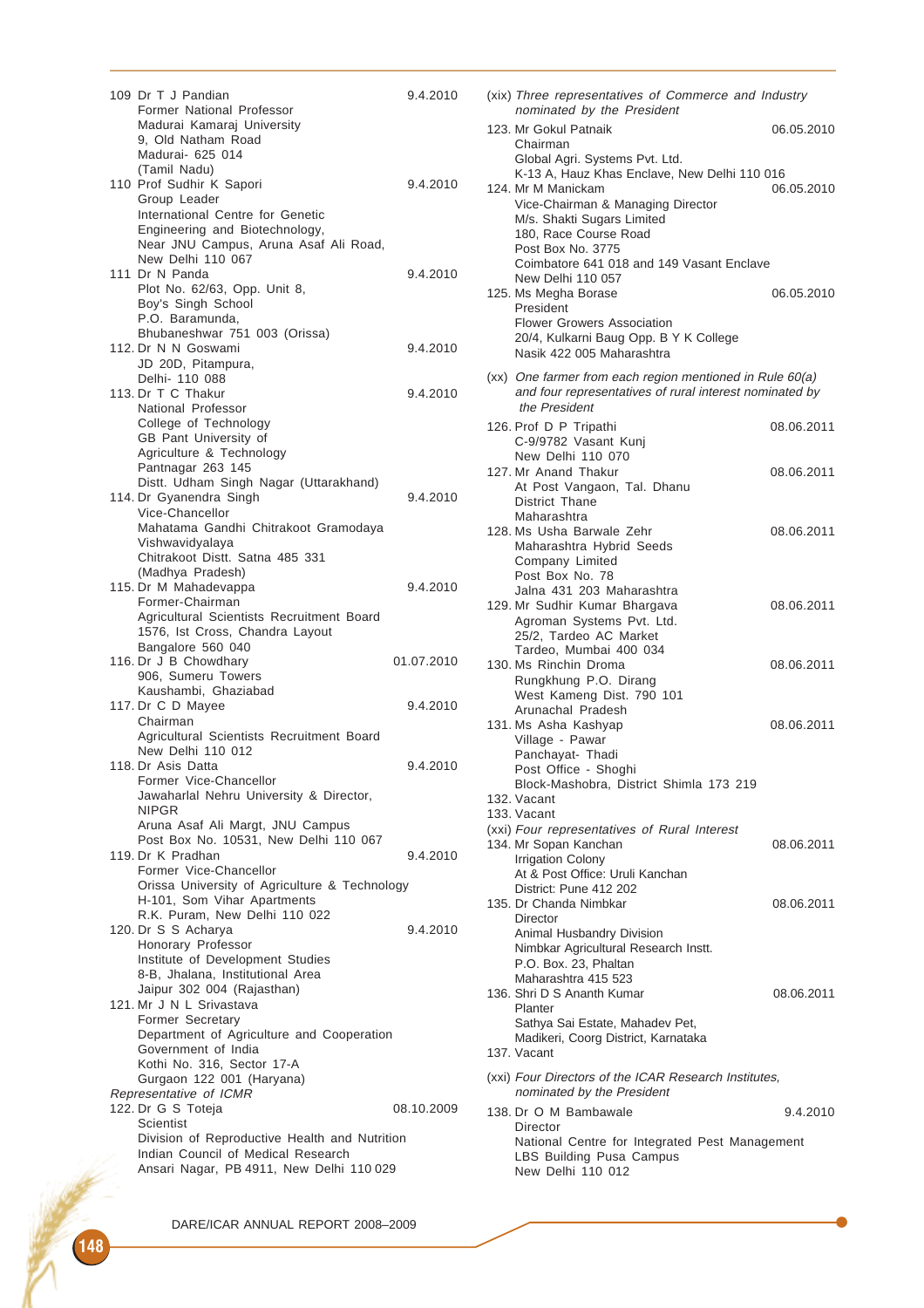109 Dr T J Pandian — 9.4.2010
Former National Professor
Madurai Kamaraj University
9, Old Natham Road
Madurai- 625 014
(Tamil Nadu)

110 Prof Sudhir K Sapori — 9.4.2010
Group Leader
International Centre for Genetic Engineering and Biotechnology,
Near JNU Campus, Aruna Asaf Ali Road,
New Delhi 110 067

111 Dr N Panda — 9.4.2010
Plot No. 62/63, Opp. Unit 8,
Boy's Singh School
P.O. Baramunda,
Bhubaneshwar 751 003 (Orissa)

112. Dr N N Goswami — 9.4.2010
JD 20D, Pitampura,
Delhi- 110 088

113. Dr T C Thakur — 9.4.2010
National Professor
College of Technology
GB Pant University of Agriculture & Technology
Pantnagar 263 145
Distt. Udham Singh Nagar (Uttarakhand)

114. Dr Gyanendra Singh — 9.4.2010
Vice-Chancellor
Mahatama Gandhi Chitrakoot Gramodaya Vishwavidyalaya
Chitrakoot Distt. Satna 485 331
(Madhya Pradesh)

115. Dr M Mahadevappa — 9.4.2010
Former-Chairman
Agricultural Scientists Recruitment Board
1576, Ist Cross, Chandra Layout
Bangalore 560 040

116. Dr J B Chowdhary — 01.07.2010
906, Sumeru Towers
Kaushambi, Ghaziabad

117. Dr C D Mayee — 9.4.2010
Chairman
Agricultural Scientists Recruitment Board
New Delhi 110 012

118. Dr Asis Datta — 9.4.2010
Former Vice-Chancellor
Jawaharlal Nehru University & Director, NIPGR
Aruna Asaf Ali Margt, JNU Campus
Post Box No. 10531, New Delhi 110 067

119. Dr K Pradhan — 9.4.2010
Former Vice-Chancellor
Orissa University of Agriculture & Technology
H-101, Som Vihar Apartments
R.K. Puram, New Delhi 110 022

120. Dr S S Acharya — 9.4.2010
Honorary Professor
Institute of Development Studies
8-B, Jhalana, Institutional Area
Jaipur 302 004 (Rajasthan)

121. Mr J N L Srivastava
Former Secretary
Department of Agriculture and Cooperation
Government of India
Kothi No. 316, Sector 17-A
Gurgaon 122 001 (Haryana)

*Representative of ICMR*

122. Dr G S Toteja — 08.10.2009
Scientist
Division of Reproductive Health and Nutrition
Indian Council of Medical Research
Ansari Nagar, PB 4911, New Delhi 110 029

(xix) *Three representatives of Commerce and Industry nominated by the President*

123. Mr Gokul Patnaik — 06.05.2010
Chairman
Global Agri. Systems Pvt. Ltd.
K-13 A, Hauz Khas Enclave, New Delhi 110 016

124. Mr M Manickam — 06.05.2010
Vice-Chairman & Managing Director
M/s. Shakti Sugars Limited
180, Race Course Road
Post Box No. 3775
Coimbatore 641 018 and 149 Vasant Enclave
New Delhi 110 057

125. Ms Megha Borase — 06.05.2010
President
Flower Growers Association
20/4, Kulkarni Baug Opp. B Y K College
Nasik 422 005 Maharashtra

(xx) *One farmer from each region mentioned in Rule 60(a) and four representatives of rural interest nominated by the President*

126. Prof D P Tripathi — 08.06.2011
C-9/9782 Vasant Kunj
New Delhi 110 070

127. Mr Anand Thakur — 08.06.2011
At Post Vangaon, Tal. Dhanu
District Thane
Maharashtra

128. Ms Usha Barwale Zehr — 08.06.2011
Maharashtra Hybrid Seeds Company Limited
Post Box No. 78
Jalna 431 203 Maharashtra

129. Mr Sudhir Kumar Bhargava — 08.06.2011
Agroman Systems Pvt. Ltd.
25/2, Tardeo AC Market
Tardeo, Mumbai 400 034

130. Ms Rinchin Droma — 08.06.2011
Rungkhung P.O. Dirang
West Kameng Dist. 790 101
Arunachal Pradesh

131. Ms Asha Kashyap — 08.06.2011
Village - Pawar
Panchayat- Thadi
Post Office - Shoghi
Block-Mashobra, District Shimla 173 219

132. Vacant

133. Vacant

(xxi) *Four representatives of Rural Interest*

134. Mr Sopan Kanchan — 08.06.2011
Irrigation Colony
At & Post Office: Uruli Kanchan
District: Pune 412 202

135. Dr Chanda Nimbkar — 08.06.2011
Director
Animal Husbandry Division
Nimbkar Agricultural Research Instt.
P.O. Box. 23, Phaltan
Maharashtra 415 523

136. Shri D S Ananth Kumar — 08.06.2011
Planter
Sathya Sai Estate, Mahadev Pet,
Madikeri, Coorg District, Karnataka

137. Vacant

(xxi) *Four Directors of the ICAR Research Institutes, nominated by the President*

138. Dr O M Bambawale — 9.4.2010
Director
National Centre for Integrated Pest Management
LBS Building Pusa Campus
New Delhi 110 012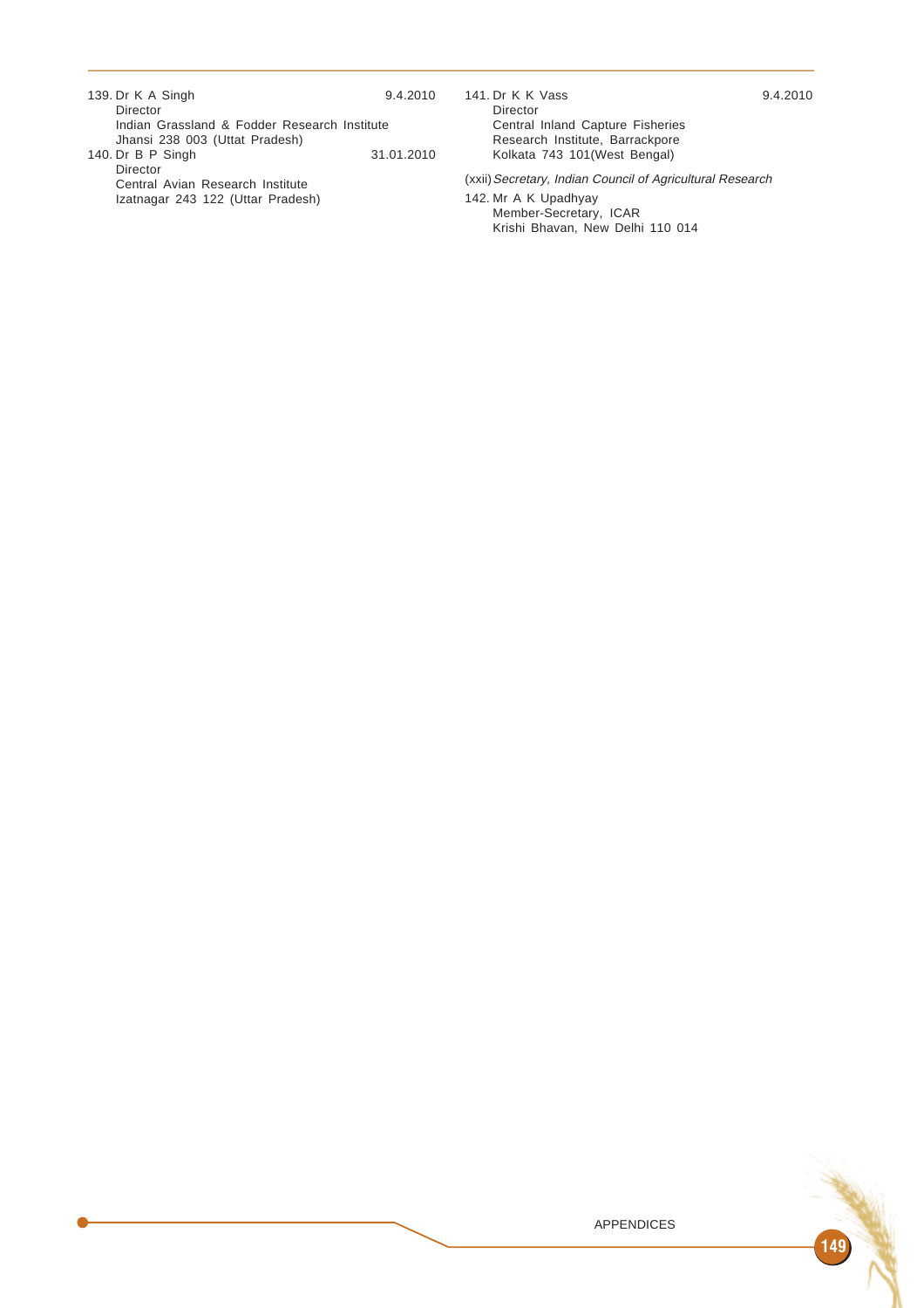139. Dr K A Singh 9.4.2010
Director
Indian Grassland & Fodder Research Institute
Jhansi 238 003 (Uttat Pradesh)

140. Dr B P Singh 31.01.2010
Director
Central Avian Research Institute
Izatnagar 243 122 (Uttar Pradesh)

141. Dr K K Vass 9.4.2010
Director
Central Inland Capture Fisheries
Research Institute, Barrackpore
Kolkata 743 101(West Bengal)

(xxii) *Secretary, Indian Council of Agricultural Research*

142. Mr A K Upadhyay
Member-Secretary, ICAR
Krishi Bhavan, New Delhi 110 014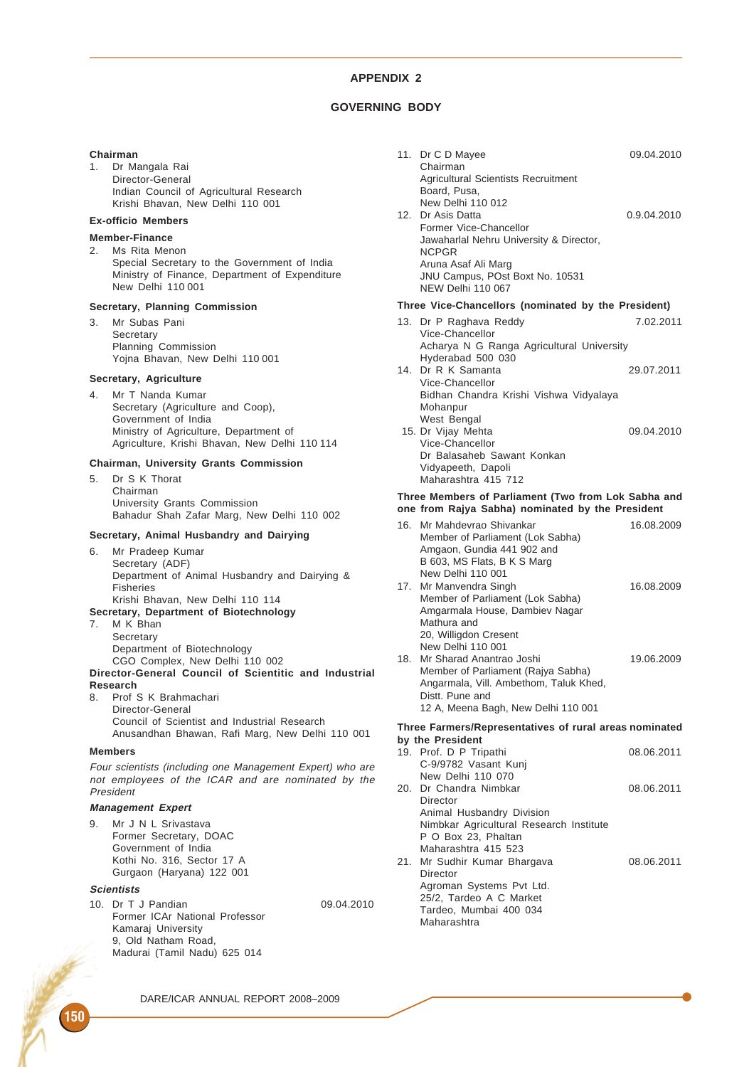# APPENDIX 2

## GOVERNING BODY

**Chairman**

1. Dr Mangala Rai
   Director-General
   Indian Council of Agricultural Research
   Krishi Bhavan, New Delhi 110 001

**Ex-officio Members**

**Member-Finance**

2. Ms Rita Menon
   Special Secretary to the Government of India
   Ministry of Finance, Department of Expenditure
   New Delhi 110 001

**Secretary, Planning Commission**

3. Mr Subas Pani
   Secretary
   Planning Commission
   Yojna Bhavan, New Delhi 110 001

**Secretary, Agriculture**

4. Mr T Nanda Kumar
   Secretary (Agriculture and Coop),
   Government of India
   Ministry of Agriculture, Department of
   Agriculture, Krishi Bhavan, New Delhi 110 114

**Chairman, University Grants Commission**

5. Dr S K Thorat
   Chairman
   University Grants Commission
   Bahadur Shah Zafar Marg, New Delhi 110 002

**Secretary, Animal Husbandry and Dairying**

6. Mr Pradeep Kumar
   Secretary (ADF)
   Department of Animal Husbandry and Dairying & Fisheries
   Krishi Bhavan, New Delhi 110 114

**Secretary, Department of Biotechnology**

7. M K Bhan
   Secretary
   Department of Biotechnology
   CGO Complex, New Delhi 110 002

**Director-General Council of Scientitic and Industrial Research**

8. Prof S K Brahmachari
   Director-General
   Council of Scientist and Industrial Research
   Anusandhan Bhawan, Rafi Marg, New Delhi 110 001

**Members**

*Four scientists (including one Management Expert) who are not employees of the ICAR and are nominated by the President*

***Management Expert***

9. Mr J N L Srivastava
   Former Secretary, DOAC
   Government of India
   Kothi No. 316, Sector 17 A
   Gurgaon (Haryana) 122 001

***Scientists***

10. Dr T J Pandian — 09.04.2010
    Former ICAr National Professor
    Kamaraj University
    9, Old Natham Road,
    Madurai (Tamil Nadu) 625 014

11. Dr C D Mayee — 09.04.2010
    Chairman
    Agricultural Scientists Recruitment Board, Pusa,
    New Delhi 110 012

12. Dr Asis Datta — 0.9.04.2010
    Former Vice-Chancellor
    Jawaharlal Nehru University & Director,
    NCPGR
    Aruna Asaf Ali Marg
    JNU Campus, POst Boxt No. 10531
    NEW Delhi 110 067

**Three Vice-Chancellors (nominated by the President)**

13. Dr P Raghava Reddy — 7.02.2011
    Vice-Chancellor
    Acharya N G Ranga Agricultural University
    Hyderabad 500 030

14. Dr R K Samanta — 29.07.2011
    Vice-Chancellor
    Bidhan Chandra Krishi Vishwa Vidyalaya
    Mohanpur
    West Bengal

15. Dr Vijay Mehta — 09.04.2010
    Vice-Chancellor
    Dr Balasaheb Sawant Konkan
    Vidyapeeth, Dapoli
    Maharashtra 415 712

**Three Members of Parliament (Two from Lok Sabha and one from Rajya Sabha) nominated by the President**

16. Mr Mahdevrao Shivankar — 16.08.2009
    Member of Parliament (Lok Sabha)
    Amgaon, Gundia 441 902 and
    B 603, MS Flats, B K S Marg
    New Delhi 110 001

17. Mr Manvendra Singh — 16.08.2009
    Member of Parliament (Lok Sabha)
    Amgarmala House, Dambiev Nagar
    Mathura and
    20, Willigdon Cresent
    New Delhi 110 001

18. Mr Sharad Anantrao Joshi — 19.06.2009
    Member of Parliament (Rajya Sabha)
    Angarmala, Vill. Ambethom, Taluk Khed,
    Distt. Pune and
    12 A, Meena Bagh, New Delhi 110 001

**Three Farmers/Representatives of rural areas nominated by the President**

19. Prof. D P Tripathi — 08.06.2011
    C-9/9782 Vasant Kunj
    New Delhi 110 070

20. Dr Chandra Nimbkar — 08.06.2011
    Director
    Animal Husbandry Division
    Nimbkar Agricultural Research Institute
    P O Box 23, Phaltan
    Maharashtra 415 523

21. Mr Sudhir Kumar Bhargava — 08.06.2011
    Director
    Agroman Systems Pvt Ltd.
    25/2, Tardeo A C Market
    Tardeo, Mumbai 400 034
    Maharashtra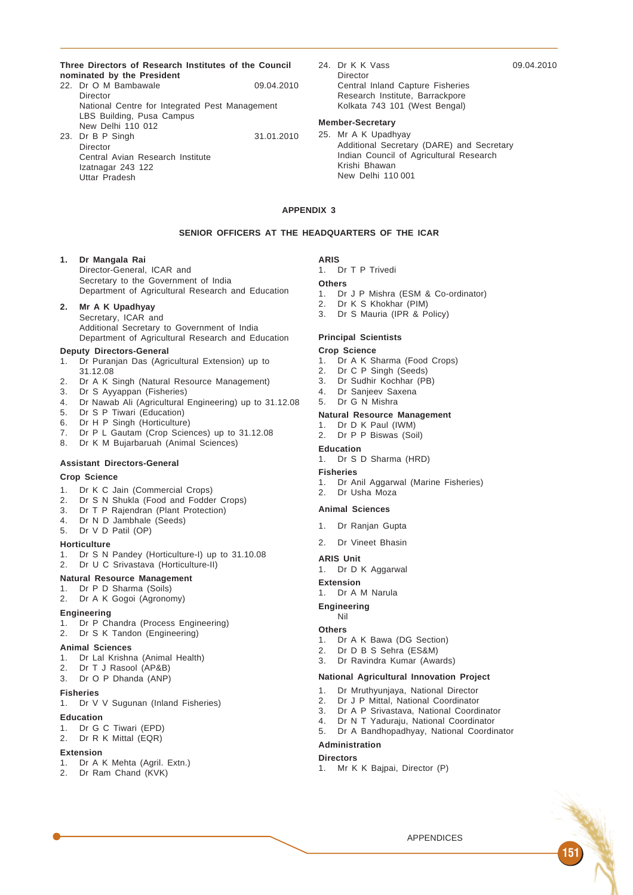**Three Directors of Research Institutes of the Council nominated by the President**

22. Dr O M Bambawale — 09.04.2010
    Director
    National Centre for Integrated Pest Management
    LBS Building, Pusa Campus
    New Delhi 110 012
23. Dr B P Singh — 31.01.2010
    Director
    Central Avian Research Institute
    Izatnagar 243 122
    Uttar Pradesh
24. Dr K K Vass — 09.04.2010
    Director
    Central Inland Capture Fisheries
    Research Institute, Barrackpore
    Kolkata 743 101 (West Bengal)

**Member-Secretary**

25. Mr A K Upadhyay
    Additional Secretary (DARE) and Secretary
    Indian Council of Agricultural Research
    Krishi Bhawan
    New Delhi 110 001

## APPENDIX 3

### SENIOR OFFICERS AT THE HEADQUARTERS OF THE ICAR

1. **Dr Mangala Rai**
   Director-General, ICAR and
   Secretary to the Government of India
   Department of Agricultural Research and Education
2. **Mr A K Upadhyay**
   Secretary, ICAR and
   Additional Secretary to Government of India
   Department of Agricultural Research and Education

**Deputy Directors-General**

1. Dr Puranjan Das (Agricultural Extension) up to 31.12.08
2. Dr A K Singh (Natural Resource Management)
3. Dr S Ayyappan (Fisheries)
4. Dr Nawab Ali (Agricultural Engineering) up to 31.12.08
5. Dr S P Tiwari (Education)
6. Dr H P Singh (Horticulture)
7. Dr P L Gautam (Crop Sciences) up to 31.12.08
8. Dr K M Bujarbaruah (Animal Sciences)

**Assistant Directors-General**

**Crop Science**

1. Dr K C Jain (Commercial Crops)
2. Dr S N Shukla (Food and Fodder Crops)
3. Dr T P Rajendran (Plant Protection)
4. Dr N D Jambhale (Seeds)
5. Dr V D Patil (OP)

**Horticulture**

1. Dr S N Pandey (Horticulture-I) up to 31.10.08
2. Dr U C Srivastava (Horticulture-II)

**Natural Resource Management**

1. Dr P D Sharma (Soils)
2. Dr A K Gogoi (Agronomy)

**Engineering**

1. Dr P Chandra (Process Engineering)
2. Dr S K Tandon (Engineering)

**Animal Sciences**

1. Dr Lal Krishna (Animal Health)
2. Dr T J Rasool (AP&B)
3. Dr O P Dhanda (ANP)

**Fisheries**

1. Dr V V Sugunan (Inland Fisheries)

**Education**

1. Dr G C Tiwari (EPD)
2. Dr R K Mittal (EQR)

**Extension**

1. Dr A K Mehta (Agril. Extn.)
2. Dr Ram Chand (KVK)

**ARIS**

1. Dr T P Trivedi

**Others**

1. Dr J P Mishra (ESM & Co-ordinator)
2. Dr K S Khokhar (PIM)
3. Dr S Mauria (IPR & Policy)

**Principal Scientists**

**Crop Science**

1. Dr A K Sharma (Food Crops)
2. Dr C P Singh (Seeds)
3. Dr Sudhir Kochhar (PB)
4. Dr Sanjeev Saxena
5. Dr G N Mishra

**Natural Resource Management**

1. Dr D K Paul (IWM)
2. Dr P P Biswas (Soil)

**Education**

1. Dr S D Sharma (HRD)

**Fisheries**

1. Dr Anil Aggarwal (Marine Fisheries)
2. Dr Usha Moza

**Animal Sciences**

1. Dr Ranjan Gupta
2. Dr Vineet Bhasin

**ARIS Unit**

1. Dr D K Aggarwal

**Extension**

1. Dr A M Narula

**Engineering**

Nil

**Others**

1. Dr A K Bawa (DG Section)
2. Dr D B S Sehra (ES&M)
3. Dr Ravindra Kumar (Awards)

**National Agricultural Innovation Project**

1. Dr Mruthyunjaya, National Director
2. Dr J P Mittal, National Coordinator
3. Dr A P Srivastava, National Coordinator
4. Dr N T Yaduraju, National Coordinator
5. Dr A Bandhopadhyay, National Coordinator

**Administration**

**Directors**

1. Mr K K Bajpai, Director (P)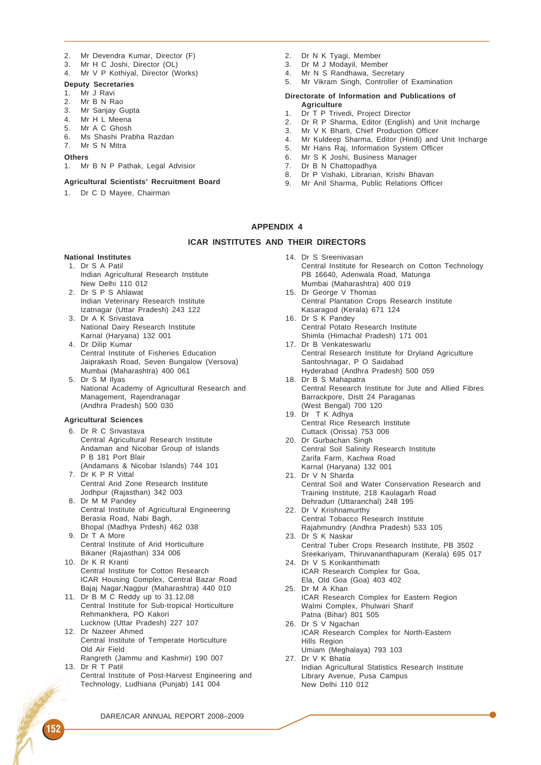2. Mr Devendra Kumar, Director (F)
3. Mr H C Joshi, Director (OL)
4. Mr V P Kothiyal, Director (Works)

**Deputy Secretaries**

1. Mr J Ravi
2. Mr B N Rao
3. Mr Sanjay Gupta
4. Mr H L Meena
5. Mr A C Ghosh
6. Ms Shashi Prabha Razdan
7. Mr S N Mitra

**Others**

1. Mr B N P Pathak, Legal Advisior

**Agricultural Scientists' Recruitment Board**

1. Dr C D Mayee, Chairman
2. Dr N K Tyagi, Member
3. Dr M J Modayil, Member
4. Mr N S Randhawa, Secretary
5. Mr Vikram Singh, Controller of Examination

**Directorate of Information and Publications of Agriculture**

1. Dr T P Trivedi, Project Director
2. Dr R P Sharma, Editor (English) and Unit Incharge
3. Mr V K Bharti, Chief Production Officer
4. Mr Kuldeep Sharma, Editor (Hindi) and Unit Incharge
5. Mr Hans Raj, Information System Officer
6. Mr S K Joshi, Business Manager
7. Dr B N Chattopadhya
8. Dr P Vishaki, Librarian, Krishi Bhavan
9. Mr Anil Sharma, Public Relations Officer

## APPENDIX 4

## ICAR INSTITUTES AND THEIR DIRECTORS

**National Institutes**

1. Dr S A Patil
   Indian Agricultural Research Institute
   New Delhi 110 012
2. Dr S P S Ahlawat
   Indian Veterinary Research Institute
   Izatnagar (Uttar Pradesh) 243 122
3. Dr A K Srivastava
   National Dairy Research Institute
   Karnal (Haryana) 132 001
4. Dr Dilip Kumar
   Central Institute of Fisheries Education
   Jaiprakash Road, Seven Bungalow (Versova)
   Mumbai (Maharashtra) 400 061
5. Dr S M Ilyas
   National Academy of Agricultural Research and Management, Rajendranagar
   (Andhra Pradesh) 500 030

**Agricultural Sciences**

6. Dr R C Srivastava
   Central Agricultural Research Institute
   Andaman and Nicobar Group of Islands
   P B 181 Port Blair
   (Andamans & Nicobar Islands) 744 101
7. Dr K P R Vittal
   Central Arid Zone Research Institute
   Jodhpur (Rajasthan) 342 003
8. Dr M M Pandey
   Central Institute of Agricultural Engineering
   Berasia Road, Nabi Bagh,
   Bhopal (Madhya Prdesh) 462 038
9. Dr T A More
   Central Institute of Arid Horticulture
   Bikaner (Rajasthan) 334 006
10. Dr K R Kranti
    Central Institute for Cotton Research
    ICAR Housing Complex, Central Bazar Road
    Bajaj Nagar,Nagpur (Maharashtra) 440 010
11. Dr B M C Reddy up to 31.12.08
    Central Institute for Sub-tropical Horticulture
    Rehmankhera, PO Kakori
    Lucknow (Uttar Pradesh) 227 107
12. Dr Nazeer Ahmed
    Central Institute of Temperate Horticulture
    Old Air Field
    Rangreth (Jammu and Kashmir) 190 007
13. Dr R T Patil
    Central Institute of Post-Harvest Engineering and Technology, Ludhiana (Punjab) 141 004
14. Dr S Sreenivasan
    Central Institute for Research on Cotton Technology
    PB 16640, Adenwala Road, Matunga
    Mumbai (Maharashtra) 400 019
15. Dr George V Thomas
    Central Plantation Crops Research Institute
    Kasaragod (Kerala) 671 124
16. Dr S K Pandey
    Central Potato Research Institute
    Shimla (Himachal Pradesh) 171 001
17. Dr B Venkateswarlu
    Central Research Institute for Dryland Agriculture
    Santoshnagar, P O Saidabad
    Hyderabad (Andhra Pradesh) 500 059
18. Dr B S Mahapatra
    Central Research Institute for Jute and Allied Fibres
    Barrackpore, Distt 24 Paraganas
    (West Bengal) 700 120
19. Dr T K Adhya
    Central Rice Research Institute
    Cuttack (Orissa) 753 006
20. Dr Gurbachan Singh
    Central Soil Salinity Research Institute
    Zarifa Farm, Kachwa Road
    Karnal (Haryana) 132 001
21. Dr V N Sharda
    Central Soil and Water Conservation Research and Training Institute, 218 Kaulagarh Road
    Dehradun (Uttaranchal) 248 195
22. Dr V Krishnamurthy
    Central Tobacco Research Institute
    Rajahmundry (Andhra Pradesh) 533 105
23. Dr S K Naskar
    Central Tuber Crops Research Institute, PB 3502
    Sreekariyam, Thiruvananthapuram (Kerala) 695 017
24. Dr V S Korikanthimath
    ICAR Research Complex for Goa,
    Ela, Old Goa (Goa) 403 402
25. Dr M A Khan
    ICAR Research Complex for Eastern Region
    Walmi Complex, Phulwari Sharif
    Patna (Bihar) 801 505
26. Dr S V Ngachan
    ICAR Research Complex for North-Eastern Hills Region
    Umiam (Meghalaya) 793 103
27. Dr V K Bhatia
    Indian Agricultural Statistics Research Institute
    Library Avenue, Pusa Campus
    New Delhi 110 012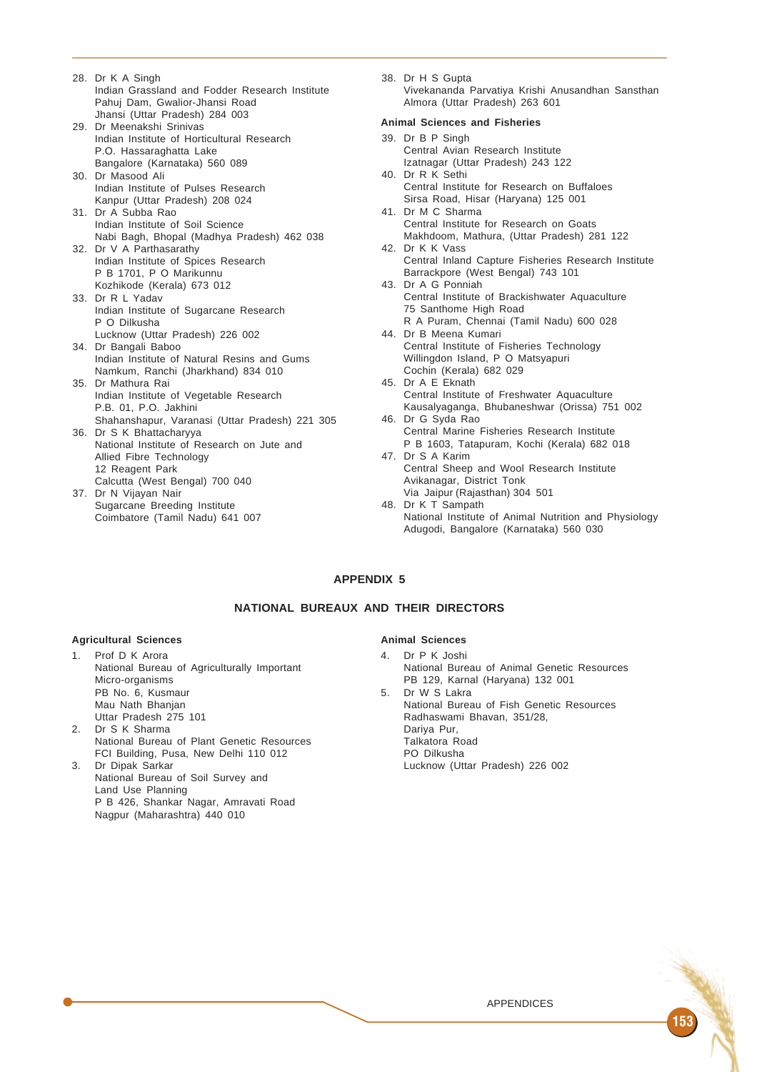28. Dr K A Singh
    Indian Grassland and Fodder Research Institute
    Pahuj Dam, Gwalior-Jhansi Road
    Jhansi (Uttar Pradesh) 284 003
29. Dr Meenakshi Srinivas
    Indian Institute of Horticultural Research
    P.O. Hassaraghatta Lake
    Bangalore (Karnataka) 560 089
30. Dr Masood Ali
    Indian Institute of Pulses Research
    Kanpur (Uttar Pradesh) 208 024
31. Dr A Subba Rao
    Indian Institute of Soil Science
    Nabi Bagh, Bhopal (Madhya Pradesh) 462 038
32. Dr V A Parthasarathy
    Indian Institute of Spices Research
    P B 1701, P O Marikunnu
    Kozhikode (Kerala) 673 012
33. Dr R L Yadav
    Indian Institute of Sugarcane Research
    P O Dilkusha
    Lucknow (Uttar Pradesh) 226 002
34. Dr Bangali Baboo
    Indian Institute of Natural Resins and Gums
    Namkum, Ranchi (Jharkhand) 834 010
35. Dr Mathura Rai
    Indian Institute of Vegetable Research
    P.B. 01, P.O. Jakhini
    Shahanshapur, Varanasi (Uttar Pradesh) 221 305
36. Dr S K Bhattacharyya
    National Institute of Research on Jute and Allied Fibre Technology
    12 Reagent Park
    Calcutta (West Bengal) 700 040
37. Dr N Vijayan Nair
    Sugarcane Breeding Institute
    Coimbatore (Tamil Nadu) 641 007
38. Dr H S Gupta
    Vivekananda Parvatiya Krishi Anusandhan Sansthan
    Almora (Uttar Pradesh) 263 601

**Animal Sciences and Fisheries**

39. Dr B P Singh
    Central Avian Research Institute
    Izatnagar (Uttar Pradesh) 243 122
40. Dr R K Sethi
    Central Institute for Research on Buffaloes
    Sirsa Road, Hisar (Haryana) 125 001
41. Dr M C Sharma
    Central Institute for Research on Goats
    Makhdoom, Mathura, (Uttar Pradesh) 281 122
42. Dr K K Vass
    Central Inland Capture Fisheries Research Institute
    Barrackpore (West Bengal) 743 101
43. Dr A G Ponniah
    Central Institute of Brackishwater Aquaculture
    75 Santhome High Road
    R A Puram, Chennai (Tamil Nadu) 600 028
44. Dr B Meena Kumari
    Central Institute of Fisheries Technology
    Willingdon Island, P O Matsyapuri
    Cochin (Kerala) 682 029
45. Dr A E Eknath
    Central Institute of Freshwater Aquaculture
    Kausalyaganga, Bhubaneshwar (Orissa) 751 002
46. Dr G Syda Rao
    Central Marine Fisheries Research Institute
    P B 1603, Tatapuram, Kochi (Kerala) 682 018
47. Dr S A Karim
    Central Sheep and Wool Research Institute
    Avikanagar, District Tonk
    Via Jaipur (Rajasthan) 304 501
48. Dr K T Sampath
    National Institute of Animal Nutrition and Physiology
    Adugodi, Bangalore (Karnataka) 560 030

## APPENDIX 5

## NATIONAL BUREAUX AND THEIR DIRECTORS

**Agricultural Sciences**

1. Prof D K Arora
   National Bureau of Agriculturally Important Micro-organisms
   PB No. 6, Kusmaur
   Mau Nath Bhanjan
   Uttar Pradesh 275 101
2. Dr S K Sharma
   National Bureau of Plant Genetic Resources
   FCI Building, Pusa, New Delhi 110 012
3. Dr Dipak Sarkar
   National Bureau of Soil Survey and Land Use Planning
   P B 426, Shankar Nagar, Amravati Road
   Nagpur (Maharashtra) 440 010

**Animal Sciences**

4. Dr P K Joshi
   National Bureau of Animal Genetic Resources
   PB 129, Karnal (Haryana) 132 001
5. Dr W S Lakra
   National Bureau of Fish Genetic Resources
   Radhaswami Bhavan, 351/28,
   Dariya Pur,
   Talkatora Road
   PO Dilkusha
   Lucknow (Uttar Pradesh) 226 002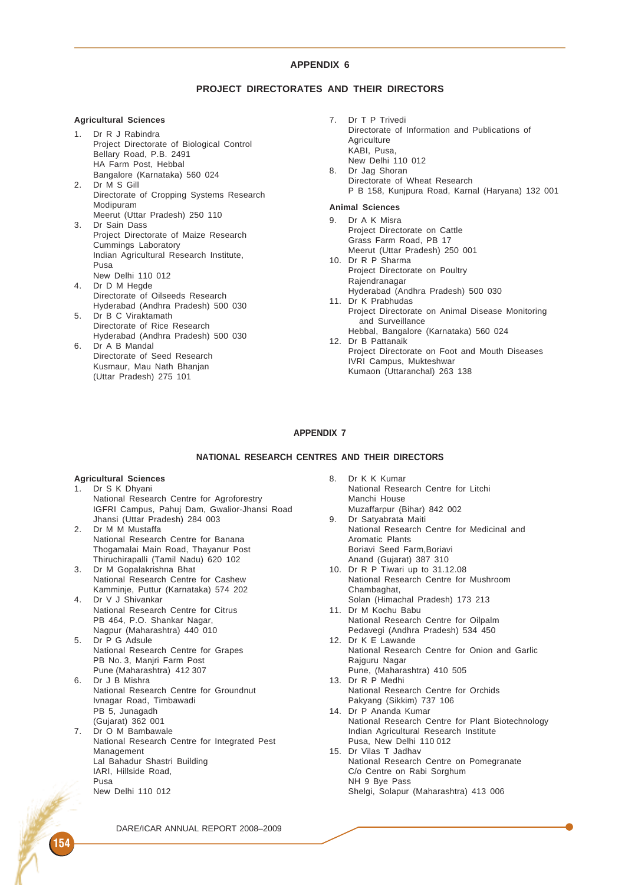# APPENDIX 6

## PROJECT DIRECTORATES AND THEIR DIRECTORS

### Agricultural Sciences

1. Dr R J Rabindra
   Project Directorate of Biological Control
   Bellary Road, P.B. 2491
   HA Farm Post, Hebbal
   Bangalore (Karnataka) 560 024
2. Dr M S Gill
   Directorate of Cropping Systems Research
   Modipuram
   Meerut (Uttar Pradesh) 250 110
3. Dr Sain Dass
   Project Directorate of Maize Research
   Cummings Laboratory
   Indian Agricultural Research Institute,
   Pusa
   New Delhi 110 012
4. Dr D M Hegde
   Directorate of Oilseeds Research
   Hyderabad (Andhra Pradesh) 500 030
5. Dr B C Viraktamath
   Directorate of Rice Research
   Hyderabad (Andhra Pradesh) 500 030
6. Dr A B Mandal
   Directorate of Seed Research
   Kusmaur, Mau Nath Bhanjan
   (Uttar Pradesh) 275 101
7. Dr T P Trivedi
   Directorate of Information and Publications of Agriculture
   KABI, Pusa,
   New Delhi 110 012
8. Dr Jag Shoran
   Directorate of Wheat Research
   P B 158, Kunjpura Road, Karnal (Haryana) 132 001

### Animal Sciences

9. Dr A K Misra
   Project Directorate on Cattle
   Grass Farm Road, PB 17
   Meerut (Uttar Pradesh) 250 001
10. Dr R P Sharma
    Project Directorate on Poultry
    Rajendranagar
    Hyderabad (Andhra Pradesh) 500 030
11. Dr K Prabhudas
    Project Directorate on Animal Disease Monitoring and Surveillance
    Hebbal, Bangalore (Karnataka) 560 024
12. Dr B Pattanaik
    Project Directorate on Foot and Mouth Diseases
    IVRI Campus, Mukteshwar
    Kumaon (Uttaranchal) 263 138

# APPENDIX 7

## NATIONAL RESEARCH CENTRES AND THEIR DIRECTORS

### Agricultural Sciences

1. Dr S K Dhyani
   National Research Centre for Agroforestry
   IGFRI Campus, Pahuj Dam, Gwalior-Jhansi Road
   Jhansi (Uttar Pradesh) 284 003
2. Dr M M Mustaffa
   National Research Centre for Banana
   Thogamalai Main Road, Thayanur Post
   Thiruchirapalli (Tamil Nadu) 620 102
3. Dr M Gopalakrishna Bhat
   National Research Centre for Cashew
   Kamminje, Puttur (Karnataka) 574 202
4. Dr V J Shivankar
   National Research Centre for Citrus
   PB 464, P.O. Shankar Nagar,
   Nagpur (Maharashtra) 440 010
5. Dr P G Adsule
   National Research Centre for Grapes
   PB No. 3, Manjri Farm Post
   Pune (Maharashtra) 412 307
6. Dr J B Mishra
   National Research Centre for Groundnut
   Ivnagar Road, Timbawadi
   PB 5, Junagadh
   (Gujarat) 362 001
7. Dr O M Bambawale
   National Research Centre for Integrated Pest Management
   Lal Bahadur Shastri Building
   IARI, Hillside Road,
   Pusa
   New Delhi 110 012
8. Dr K K Kumar
   National Research Centre for Litchi
   Manchi House
   Muzaffarpur (Bihar) 842 002
9. Dr Satyabrata Maiti
   National Research Centre for Medicinal and Aromatic Plants
   Boriavi Seed Farm,Boriavi
   Anand (Gujarat) 387 310
10. Dr R P Tiwari up to 31.12.08
    National Research Centre for Mushroom
    Chambaghat,
    Solan (Himachal Pradesh) 173 213
11. Dr M Kochu Babu
    National Research Centre for Oilpalm
    Pedavegi (Andhra Pradesh) 534 450
12. Dr K E Lawande
    National Research Centre for Onion and Garlic
    Rajguru Nagar
    Pune, (Maharashtra) 410 505
13. Dr R P Medhi
    National Research Centre for Orchids
    Pakyang (Sikkim) 737 106
14. Dr P Ananda Kumar
    National Research Centre for Plant Biotechnology
    Indian Agricultural Research Institute
    Pusa, New Delhi 110 012
15. Dr Vilas T Jadhav
    National Research Centre on Pomegranate
    C/o Centre on Rabi Sorghum
    NH 9 Bye Pass
    Shelgi, Solapur (Maharashtra) 413 006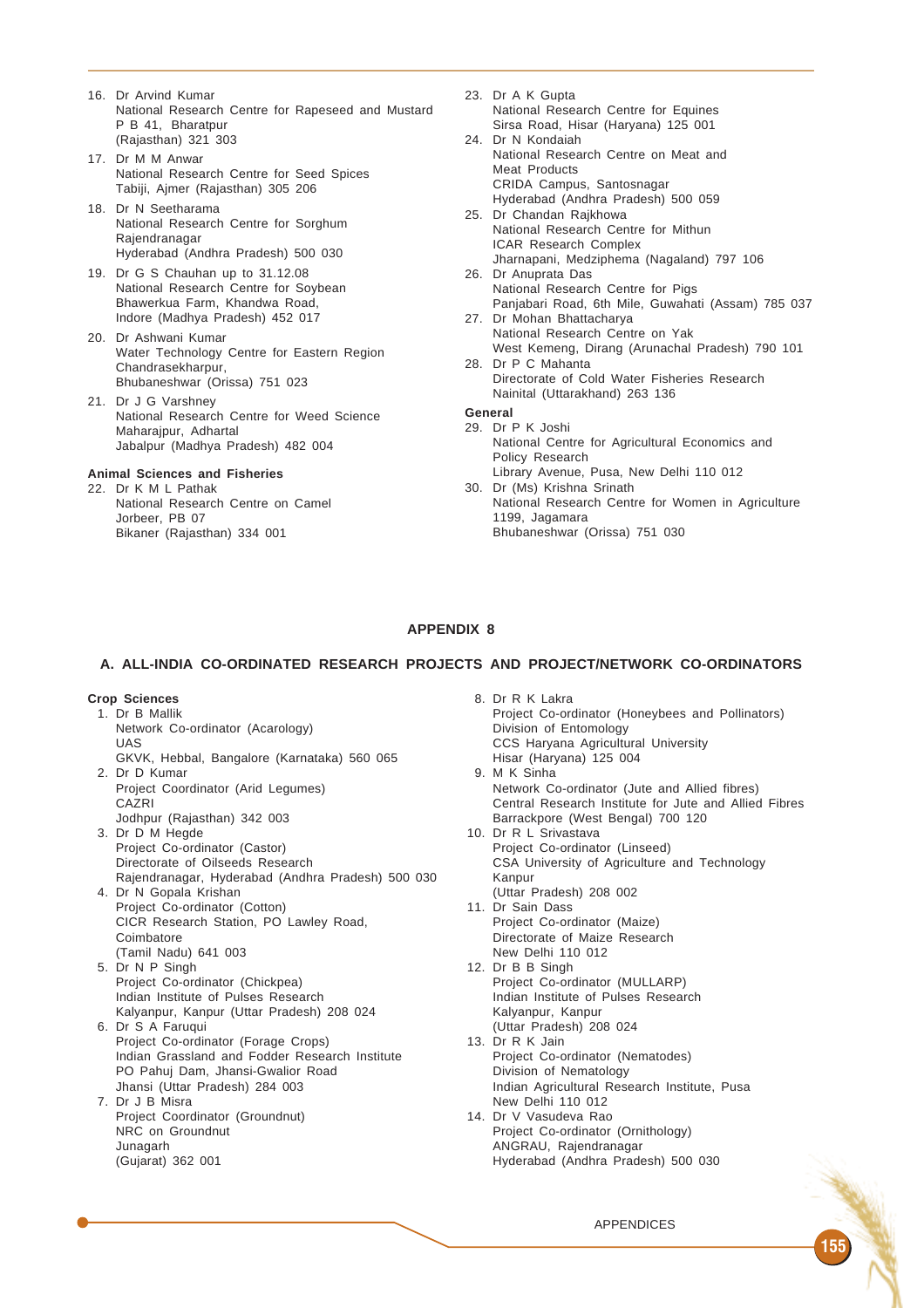16. Dr Arvind Kumar
    National Research Centre for Rapeseed and Mustard
    P B 41, Bharatpur
    (Rajasthan) 321 303
17. Dr M M Anwar
    National Research Centre for Seed Spices
    Tabiji, Ajmer (Rajasthan) 305 206
18. Dr N Seetharama
    National Research Centre for Sorghum
    Rajendranagar
    Hyderabad (Andhra Pradesh) 500 030
19. Dr G S Chauhan up to 31.12.08
    National Research Centre for Soybean
    Bhawerkua Farm, Khandwa Road,
    Indore (Madhya Pradesh) 452 017
20. Dr Ashwani Kumar
    Water Technology Centre for Eastern Region
    Chandrasekharpur,
    Bhubaneshwar (Orissa) 751 023
21. Dr J G Varshney
    National Research Centre for Weed Science
    Maharajpur, Adhartal
    Jabalpur (Madhya Pradesh) 482 004

**Animal Sciences and Fisheries**

22. Dr K M L Pathak
    National Research Centre on Camel
    Jorbeer, PB 07
    Bikaner (Rajasthan) 334 001
23. Dr A K Gupta
    National Research Centre for Equines
    Sirsa Road, Hisar (Haryana) 125 001
24. Dr N Kondaiah
    National Research Centre on Meat and Meat Products
    CRIDA Campus, Santosnagar
    Hyderabad (Andhra Pradesh) 500 059
25. Dr Chandan Rajkhowa
    National Research Centre for Mithun
    ICAR Research Complex
    Jharnapani, Medziphema (Nagaland) 797 106
26. Dr Anuprata Das
    National Research Centre for Pigs
    Panjabari Road, 6th Mile, Guwahati (Assam) 785 037
27. Dr Mohan Bhattacharya
    National Research Centre on Yak
    West Kemeng, Dirang (Arunachal Pradesh) 790 101
28. Dr P C Mahanta
    Directorate of Cold Water Fisheries Research
    Nainital (Uttarakhand) 263 136

**General**

29. Dr P K Joshi
    National Centre for Agricultural Economics and Policy Research
    Library Avenue, Pusa, New Delhi 110 012
30. Dr (Ms) Krishna Srinath
    National Research Centre for Women in Agriculture
    1199, Jagamara
    Bhubaneshwar (Orissa) 751 030

## APPENDIX 8

### A. ALL-INDIA CO-ORDINATED RESEARCH PROJECTS AND PROJECT/NETWORK CO-ORDINATORS

**Crop Sciences**

1. Dr B Mallik
   Network Co-ordinator (Acarology)
   UAS
   GKVK, Hebbal, Bangalore (Karnataka) 560 065
2. Dr D Kumar
   Project Coordinator (Arid Legumes)
   CAZRI
   Jodhpur (Rajasthan) 342 003
3. Dr D M Hegde
   Project Co-ordinator (Castor)
   Directorate of Oilseeds Research
   Rajendranagar, Hyderabad (Andhra Pradesh) 500 030
4. Dr N Gopala Krishan
   Project Co-ordinator (Cotton)
   CICR Research Station, PO Lawley Road, Coimbatore
   (Tamil Nadu) 641 003
5. Dr N P Singh
   Project Co-ordinator (Chickpea)
   Indian Institute of Pulses Research
   Kalyanpur, Kanpur (Uttar Pradesh) 208 024
6. Dr S A Faruqui
   Project Co-ordinator (Forage Crops)
   Indian Grassland and Fodder Research Institute
   PO Pahuj Dam, Jhansi-Gwalior Road
   Jhansi (Uttar Pradesh) 284 003
7. Dr J B Misra
   Project Coordinator (Groundnut)
   NRC on Groundnut
   Junagarh
   (Gujarat) 362 001
8. Dr R K Lakra
   Project Co-ordinator (Honeybees and Pollinators)
   Division of Entomology
   CCS Haryana Agricultural University
   Hisar (Haryana) 125 004
9. M K Sinha
   Network Co-ordinator (Jute and Allied fibres)
   Central Research Institute for Jute and Allied Fibres
   Barrackpore (West Bengal) 700 120
10. Dr R L Srivastava
    Project Co-ordinator (Linseed)
    CSA University of Agriculture and Technology
    Kanpur
    (Uttar Pradesh) 208 002
11. Dr Sain Dass
    Project Co-ordinator (Maize)
    Directorate of Maize Research
    New Delhi 110 012
12. Dr B B Singh
    Project Co-ordinator (MULLARP)
    Indian Institute of Pulses Research
    Kalyanpur, Kanpur
    (Uttar Pradesh) 208 024
13. Dr R K Jain
    Project Co-ordinator (Nematodes)
    Division of Nematology
    Indian Agricultural Research Institute, Pusa
    New Delhi 110 012
14. Dr V Vasudeva Rao
    Project Co-ordinator (Ornithology)
    ANGRAU, Rajendranagar
    Hyderabad (Andhra Pradesh) 500 030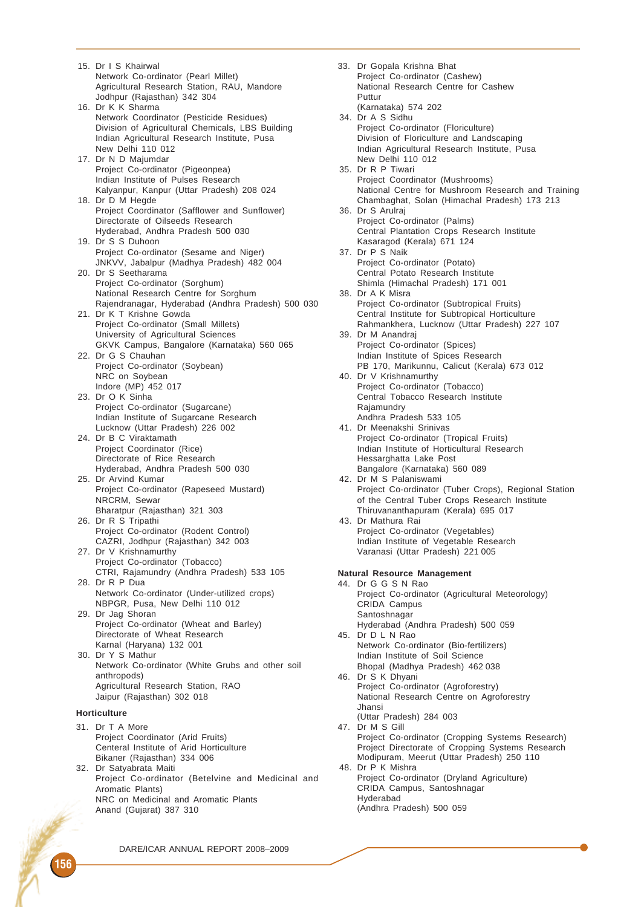15. Dr I S Khairwal
    Network Co-ordinator (Pearl Millet)
    Agricultural Research Station, RAU, Mandore
    Jodhpur (Rajasthan) 342 304
16. Dr K K Sharma
    Network Coordinator (Pesticide Residues)
    Division of Agricultural Chemicals, LBS Building
    Indian Agricultural Research Institute, Pusa
    New Delhi 110 012
17. Dr N D Majumdar
    Project Co-ordinator (Pigeonpea)
    Indian Institute of Pulses Research
    Kalyanpur, Kanpur (Uttar Pradesh) 208 024
18. Dr D M Hegde
    Project Coordinator (Safflower and Sunflower)
    Directorate of Oilseeds Research
    Hyderabad, Andhra Pradesh 500 030
19. Dr S S Duhoon
    Project Co-ordinator (Sesame and Niger)
    JNKVV, Jabalpur (Madhya Pradesh) 482 004
20. Dr S Seetharama
    Project Co-ordinator (Sorghum)
    National Research Centre for Sorghum
    Rajendranagar, Hyderabad (Andhra Pradesh) 500 030
21. Dr K T Krishne Gowda
    Project Co-ordinator (Small Millets)
    University of Agricultural Sciences
    GKVK Campus, Bangalore (Karnataka) 560 065
22. Dr G S Chauhan
    Project Co-ordinator (Soybean)
    NRC on Soybean
    Indore (MP) 452 017
23. Dr O K Sinha
    Project Co-ordinator (Sugarcane)
    Indian Institute of Sugarcane Research
    Lucknow (Uttar Pradesh) 226 002
24. Dr B C Viraktamath
    Project Coordinator (Rice)
    Directorate of Rice Research
    Hyderabad, Andhra Pradesh 500 030
25. Dr Arvind Kumar
    Project Co-ordinator (Rapeseed Mustard)
    NRCRM, Sewar
    Bharatpur (Rajasthan) 321 303
26. Dr R S Tripathi
    Project Co-ordinator (Rodent Control)
    CAZRI, Jodhpur (Rajasthan) 342 003
27. Dr V Krishnamurthy
    Project Co-ordinator (Tobacco)
    CTRI, Rajamundry (Andhra Pradesh) 533 105
28. Dr R P Dua
    Network Co-ordinator (Under-utilized crops)
    NBPGR, Pusa, New Delhi 110 012
29. Dr Jag Shoran
    Project Co-ordinator (Wheat and Barley)
    Directorate of Wheat Research
    Karnal (Haryana) 132 001
30. Dr Y S Mathur
    Network Co-ordinator (White Grubs and other soil anthropods)
    Agricultural Research Station, RAO
    Jaipur (Rajasthan) 302 018

**Horticulture**

31. Dr T A More
    Project Coordinator (Arid Fruits)
    Centeral Institute of Arid Horticulture
    Bikaner (Rajasthan) 334 006
32. Dr Satyabrata Maiti
    Project Co-ordinator (Betelvine and Medicinal and Aromatic Plants)
    NRC on Medicinal and Aromatic Plants
    Anand (Gujarat) 387 310
33. Dr Gopala Krishna Bhat
    Project Co-ordinator (Cashew)
    National Research Centre for Cashew
    Puttur
    (Karnataka) 574 202
34. Dr A S Sidhu
    Project Co-ordinator (Floriculture)
    Division of Floriculture and Landscaping
    Indian Agricultural Research Institute, Pusa
    New Delhi 110 012
35. Dr R P Tiwari
    Project Coordinator (Mushrooms)
    National Centre for Mushroom Research and Training
    Chambaghat, Solan (Himachal Pradesh) 173 213
36. Dr S Arulraj
    Project Co-ordinator (Palms)
    Central Plantation Crops Research Institute
    Kasaragod (Kerala) 671 124
37. Dr P S Naik
    Project Co-ordinator (Potato)
    Central Potato Research Institute
    Shimla (Himachal Pradesh) 171 001
38. Dr A K Misra
    Project Co-ordinator (Subtropical Fruits)
    Central Institute for Subtropical Horticulture
    Rahmankhera, Lucknow (Uttar Pradesh) 227 107
39. Dr M Anandraj
    Project Co-ordinator (Spices)
    Indian Institute of Spices Research
    PB 170, Marikunnu, Calicut (Kerala) 673 012
40. Dr V Krishnamurthy
    Project Co-ordinator (Tobacco)
    Central Tobacco Research Institute
    Rajamundry
    Andhra Pradesh 533 105
41. Dr Meenakshi Srinivas
    Project Co-ordinator (Tropical Fruits)
    Indian Institute of Horticultural Research
    Hessarghatta Lake Post
    Bangalore (Karnataka) 560 089
42. Dr M S Palaniswami
    Project Co-ordinator (Tuber Crops), Regional Station of the Central Tuber Crops Research Institute
    Thiruvananthapuram (Kerala) 695 017
43. Dr Mathura Rai
    Project Co-ordinator (Vegetables)
    Indian Institute of Vegetable Research
    Varanasi (Uttar Pradesh) 221 005

**Natural Resource Management**

44. Dr G G S N Rao
    Project Co-ordinator (Agricultural Meteorology)
    CRIDA Campus
    Santoshnagar
    Hyderabad (Andhra Pradesh) 500 059
45. Dr D L N Rao
    Network Co-ordinator (Bio-fertilizers)
    Indian Institute of Soil Science
    Bhopal (Madhya Pradesh) 462 038
46. Dr S K Dhyani
    Project Co-ordinator (Agroforestry)
    National Research Centre on Agroforestry
    Jhansi
    (Uttar Pradesh) 284 003
47. Dr M S Gill
    Project Co-ordinator (Cropping Systems Research)
    Project Directorate of Cropping Systems Research
    Modipuram, Meerut (Uttar Pradesh) 250 110
48. Dr P K Mishra
    Project Co-ordinator (Dryland Agriculture)
    CRIDA Campus, Santoshnagar
    Hyderabad
    (Andhra Pradesh) 500 059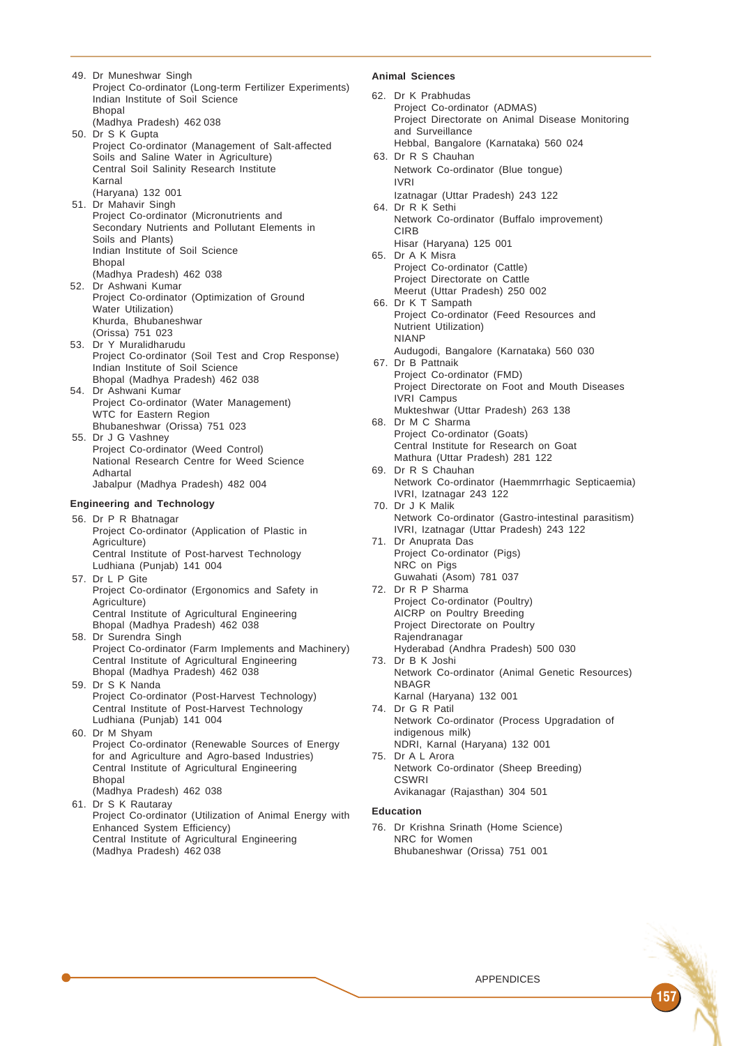49. Dr Muneshwar Singh
    Project Co-ordinator (Long-term Fertilizer Experiments)
    Indian Institute of Soil Science
    Bhopal
    (Madhya Pradesh) 462 038
50. Dr S K Gupta
    Project Co-ordinator (Management of Salt-affected Soils and Saline Water in Agriculture)
    Central Soil Salinity Research Institute
    Karnal
    (Haryana) 132 001
51. Dr Mahavir Singh
    Project Co-ordinator (Micronutrients and Secondary Nutrients and Pollutant Elements in Soils and Plants)
    Indian Institute of Soil Science
    Bhopal
    (Madhya Pradesh) 462 038
52. Dr Ashwani Kumar
    Project Co-ordinator (Optimization of Ground Water Utilization)
    Khurda, Bhubaneshwar
    (Orissa) 751 023
53. Dr Y Muralidharudu
    Project Co-ordinator (Soil Test and Crop Response)
    Indian Institute of Soil Science
    Bhopal (Madhya Pradesh) 462 038
54. Dr Ashwani Kumar
    Project Co-ordinator (Water Management)
    WTC for Eastern Region
    Bhubaneshwar (Orissa) 751 023
55. Dr J G Vashney
    Project Co-ordinator (Weed Control)
    National Research Centre for Weed Science
    Adhartal
    Jabalpur (Madhya Pradesh) 482 004

**Engineering and Technology**

56. Dr P R Bhatnagar
    Project Co-ordinator (Application of Plastic in Agriculture)
    Central Institute of Post-harvest Technology
    Ludhiana (Punjab) 141 004
57. Dr L P Gite
    Project Co-ordinator (Ergonomics and Safety in Agriculture)
    Central Institute of Agricultural Engineering
    Bhopal (Madhya Pradesh) 462 038
58. Dr Surendra Singh
    Project Co-ordinator (Farm Implements and Machinery)
    Central Institute of Agricultural Engineering
    Bhopal (Madhya Pradesh) 462 038
59. Dr S K Nanda
    Project Co-ordinator (Post-Harvest Technology)
    Central Institute of Post-Harvest Technology
    Ludhiana (Punjab) 141 004
60. Dr M Shyam
    Project Co-ordinator (Renewable Sources of Energy for and Agriculture and Agro-based Industries)
    Central Institute of Agricultural Engineering
    Bhopal
    (Madhya Pradesh) 462 038
61. Dr S K Rautaray
    Project Co-ordinator (Utilization of Animal Energy with Enhanced System Efficiency)
    Central Institute of Agricultural Engineering
    (Madhya Pradesh) 462 038

**Animal Sciences**

62. Dr K Prabhudas
    Project Co-ordinator (ADMAS)
    Project Directorate on Animal Disease Monitoring and Surveillance
    Hebbal, Bangalore (Karnataka) 560 024
63. Dr R S Chauhan
    Network Co-ordinator (Blue tongue)
    IVRI
    Izatnagar (Uttar Pradesh) 243 122
64. Dr R K Sethi
    Network Co-ordinator (Buffalo improvement)
    CIRB
    Hisar (Haryana) 125 001
65. Dr A K Misra
    Project Co-ordinator (Cattle)
    Project Directorate on Cattle
    Meerut (Uttar Pradesh) 250 002
66. Dr K T Sampath
    Project Co-ordinator (Feed Resources and Nutrient Utilization)
    NIANP
    Audugodi, Bangalore (Karnataka) 560 030
67. Dr B Pattnaik
    Project Co-ordinator (FMD)
    Project Directorate on Foot and Mouth Diseases
    IVRI Campus
    Mukteshwar (Uttar Pradesh) 263 138
68. Dr M C Sharma
    Project Co-ordinator (Goats)
    Central Institute for Research on Goat
    Mathura (Uttar Pradesh) 281 122
69. Dr R S Chauhan
    Network Co-ordinator (Haemmrrhagic Septicaemia)
    IVRI, Izatnagar 243 122
70. Dr J K Malik
    Network Co-ordinator (Gastro-intestinal parasitism)
    IVRI, Izatnagar (Uttar Pradesh) 243 122
71. Dr Anuprata Das
    Project Co-ordinator (Pigs)
    NRC on Pigs
    Guwahati (Asom) 781 037
72. Dr R P Sharma
    Project Co-ordinator (Poultry)
    AICRP on Poultry Breeding
    Project Directorate on Poultry
    Rajendranagar
    Hyderabad (Andhra Pradesh) 500 030
73. Dr B K Joshi
    Network Co-ordinator (Animal Genetic Resources)
    NBAGR
    Karnal (Haryana) 132 001
74. Dr G R Patil
    Network Co-ordinator (Process Upgradation of indigenous milk)
    NDRI, Karnal (Haryana) 132 001
75. Dr A L Arora
    Network Co-ordinator (Sheep Breeding)
    CSWRI
    Avikanagar (Rajasthan) 304 501

**Education**

76. Dr Krishna Srinath (Home Science)
    NRC for Women
    Bhubaneshwar (Orissa) 751 001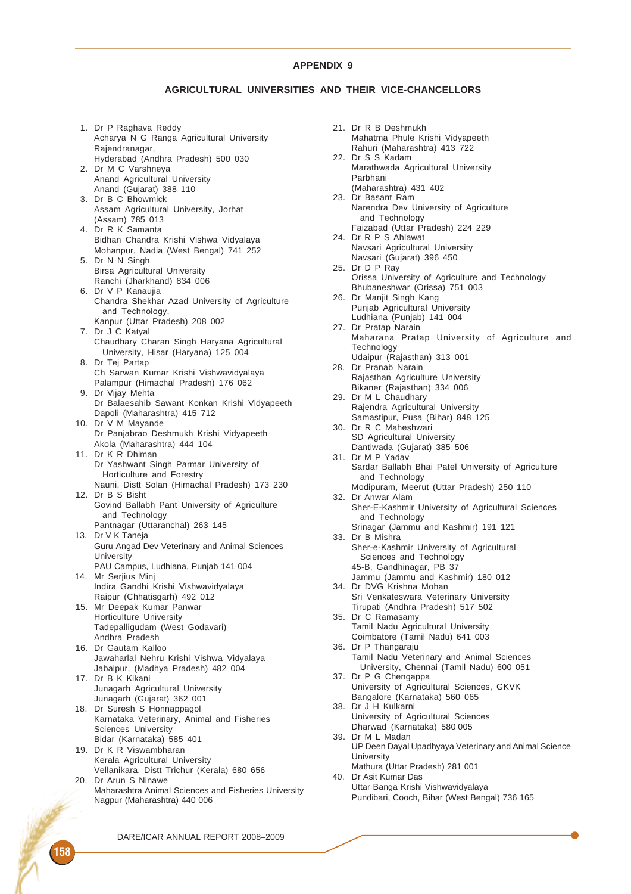## APPENDIX 9

### AGRICULTURAL UNIVERSITIES AND THEIR VICE-CHANCELLORS

1. Dr P Raghava Reddy
   Acharya N G Ranga Agricultural University
   Rajendranagar,
   Hyderabad (Andhra Pradesh) 500 030
2. Dr M C Varshneya
   Anand Agricultural University
   Anand (Gujarat) 388 110
3. Dr B C Bhowmick
   Assam Agricultural University, Jorhat
   (Assam) 785 013
4. Dr R K Samanta
   Bidhan Chandra Krishi Vishwa Vidyalaya
   Mohanpur, Nadia (West Bengal) 741 252
5. Dr N N Singh
   Birsa Agricultural University
   Ranchi (Jharkhand) 834 006
6. Dr V P Kanaujia
   Chandra Shekhar Azad University of Agriculture and Technology,
   Kanpur (Uttar Pradesh) 208 002
7. Dr J C Katyal
   Chaudhary Charan Singh Haryana Agricultural University, Hisar (Haryana) 125 004
8. Dr Tej Partap
   Ch Sarwan Kumar Krishi Vishwavidyalaya
   Palampur (Himachal Pradesh) 176 062
9. Dr Vijay Mehta
   Dr Balaesahib Sawant Konkan Krishi Vidyapeeth
   Dapoli (Maharashtra) 415 712
10. Dr V M Mayande
    Dr Panjabrao Deshmukh Krishi Vidyapeeth
    Akola (Maharashtra) 444 104
11. Dr K R Dhiman
    Dr Yashwant Singh Parmar University of Horticulture and Forestry
    Nauni, Distt Solan (Himachal Pradesh) 173 230
12. Dr B S Bisht
    Govind Ballabh Pant University of Agriculture and Technology
    Pantnagar (Uttaranchal) 263 145
13. Dr V K Taneja
    Guru Angad Dev Veterinary and Animal Sciences University
    PAU Campus, Ludhiana, Punjab 141 004
14. Mr Serjius Minj
    Indira Gandhi Krishi Vishwavidyalaya
    Raipur (Chhatisgarh) 492 012
15. Mr Deepak Kumar Panwar
    Horticulture University
    Tadepalligudam (West Godavari)
    Andhra Pradesh
16. Dr Gautam Kalloo
    Jawaharlal Nehru Krishi Vishwa Vidyalaya
    Jabalpur, (Madhya Pradesh) 482 004
17. Dr B K Kikani
    Junagarh Agricultural University
    Junagarh (Gujarat) 362 001
18. Dr Suresh S Honnappagol
    Karnataka Veterinary, Animal and Fisheries Sciences University
    Bidar (Karnataka) 585 401
19. Dr K R Viswambharan
    Kerala Agricultural University
    Vellanikara, Distt Trichur (Kerala) 680 656
20. Dr Arun S Ninawe
    Maharashtra Animal Sciences and Fisheries University
    Nagpur (Maharashtra) 440 006
21. Dr R B Deshmukh
    Mahatma Phule Krishi Vidyapeeth
    Rahuri (Maharashtra) 413 722
22. Dr S S Kadam
    Marathwada Agricultural University
    Parbhani
    (Maharashtra) 431 402
23. Dr Basant Ram
    Narendra Dev University of Agriculture and Technology
    Faizabad (Uttar Pradesh) 224 229
24. Dr R P S Ahlawat
    Navsari Agricultural University
    Navsari (Gujarat) 396 450
25. Dr D P Ray
    Orissa University of Agriculture and Technology
    Bhubaneshwar (Orissa) 751 003
26. Dr Manjit Singh Kang
    Punjab Agricultural University
    Ludhiana (Punjab) 141 004
27. Dr Pratap Narain
    Maharana Pratap University of Agriculture and Technology
    Udaipur (Rajasthan) 313 001
28. Dr Pranab Narain
    Rajasthan Agriculture University
    Bikaner (Rajasthan) 334 006
29. Dr M L Chaudhary
    Rajendra Agricultural University
    Samastipur, Pusa (Bihar) 848 125
30. Dr R C Maheshwari
    SD Agricultural University
    Dantiwada (Gujarat) 385 506
31. Dr M P Yadav
    Sardar Ballabh Bhai Patel University of Agriculture and Technology
    Modipuram, Meerut (Uttar Pradesh) 250 110
32. Dr Anwar Alam
    Sher-E-Kashmir University of Agricultural Sciences and Technology
    Srinagar (Jammu and Kashmir) 191 121
33. Dr B Mishra
    Sher-e-Kashmir University of Agricultural Sciences and Technology
    45-B, Gandhinagar, PB 37
    Jammu (Jammu and Kashmir) 180 012
34. Dr DVG Krishna Mohan
    Sri Venkateswara Veterinary University
    Tirupati (Andhra Pradesh) 517 502
35. Dr C Ramasamy
    Tamil Nadu Agricultural University
    Coimbatore (Tamil Nadu) 641 003
36. Dr P Thangaraju
    Tamil Nadu Veterinary and Animal Sciences University, Chennai (Tamil Nadu) 600 051
37. Dr P G Chengappa
    University of Agricultural Sciences, GKVK
    Bangalore (Karnataka) 560 065
38. Dr J H Kulkarni
    University of Agricultural Sciences
    Dharwad (Karnataka) 580 005
39. Dr M L Madan
    UP Deen Dayal Upadhyaya Veterinary and Animal Science University
    Mathura (Uttar Pradesh) 281 001
40. Dr Asit Kumar Das
    Uttar Banga Krishi Vishwavidyalaya
    Pundibari, Cooch, Bihar (West Bengal) 736 165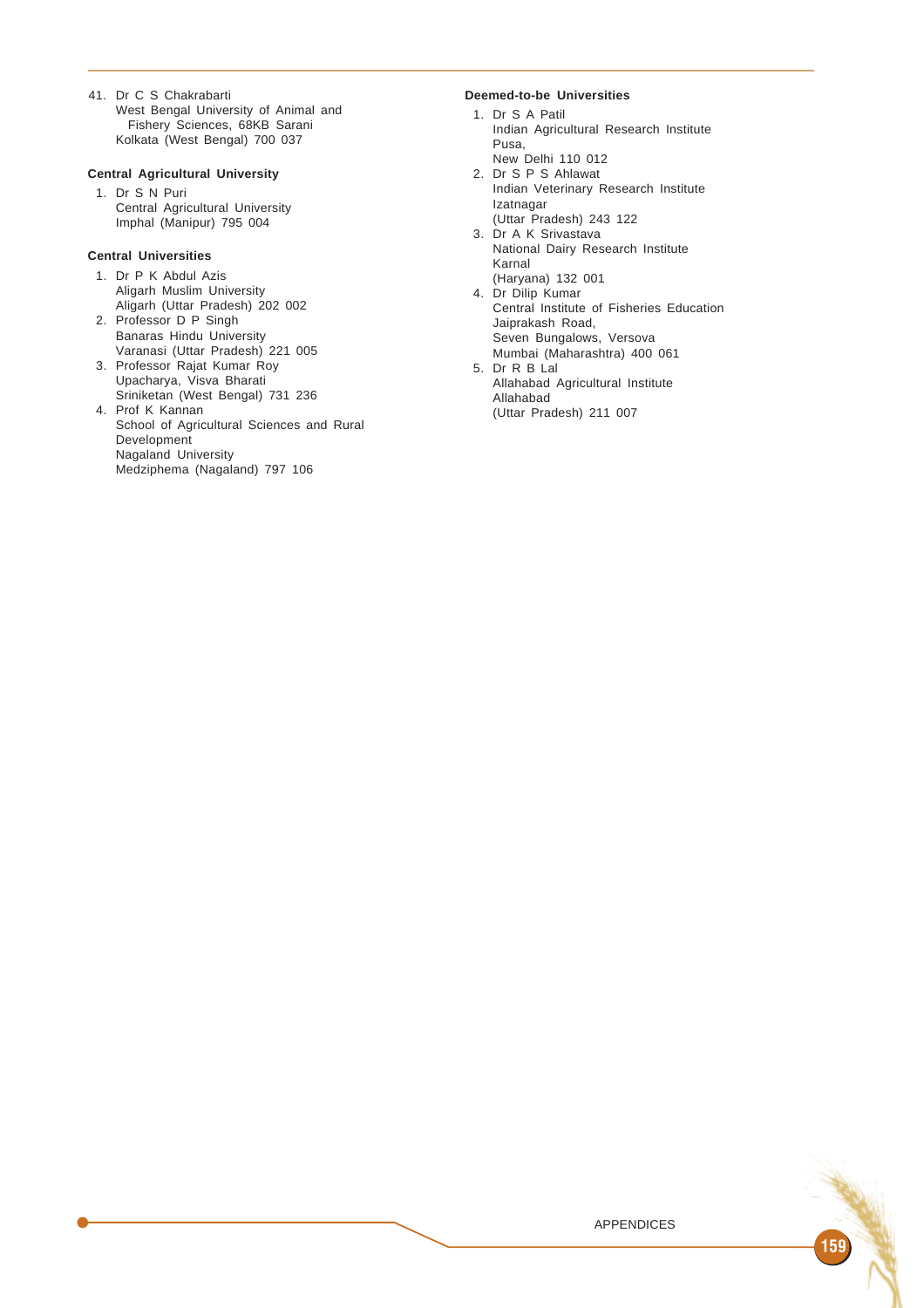41. Dr C S Chakrabarti
    West Bengal University of Animal and Fishery Sciences, 68KB Sarani
    Kolkata (West Bengal) 700 037

**Central Agricultural University**

1. Dr S N Puri
   Central Agricultural University
   Imphal (Manipur) 795 004

**Central Universities**

1. Dr P K Abdul Azis
   Aligarh Muslim University
   Aligarh (Uttar Pradesh) 202 002
2. Professor D P Singh
   Banaras Hindu University
   Varanasi (Uttar Pradesh) 221 005
3. Professor Rajat Kumar Roy
   Upacharya, Visva Bharati
   Sriniketan (West Bengal) 731 236
4. Prof K Kannan
   School of Agricultural Sciences and Rural Development
   Nagaland University
   Medziphema (Nagaland) 797 106

**Deemed-to-be Universities**

1. Dr S A Patil
   Indian Agricultural Research Institute
   Pusa,
   New Delhi 110 012
2. Dr S P S Ahlawat
   Indian Veterinary Research Institute
   Izatnagar
   (Uttar Pradesh) 243 122
3. Dr A K Srivastava
   National Dairy Research Institute
   Karnal
   (Haryana) 132 001
4. Dr Dilip Kumar
   Central Institute of Fisheries Education
   Jaiprakash Road,
   Seven Bungalows, Versova
   Mumbai (Maharashtra) 400 061
5. Dr R B Lal
   Allahabad Agricultural Institute
   Allahabad
   (Uttar Pradesh) 211 007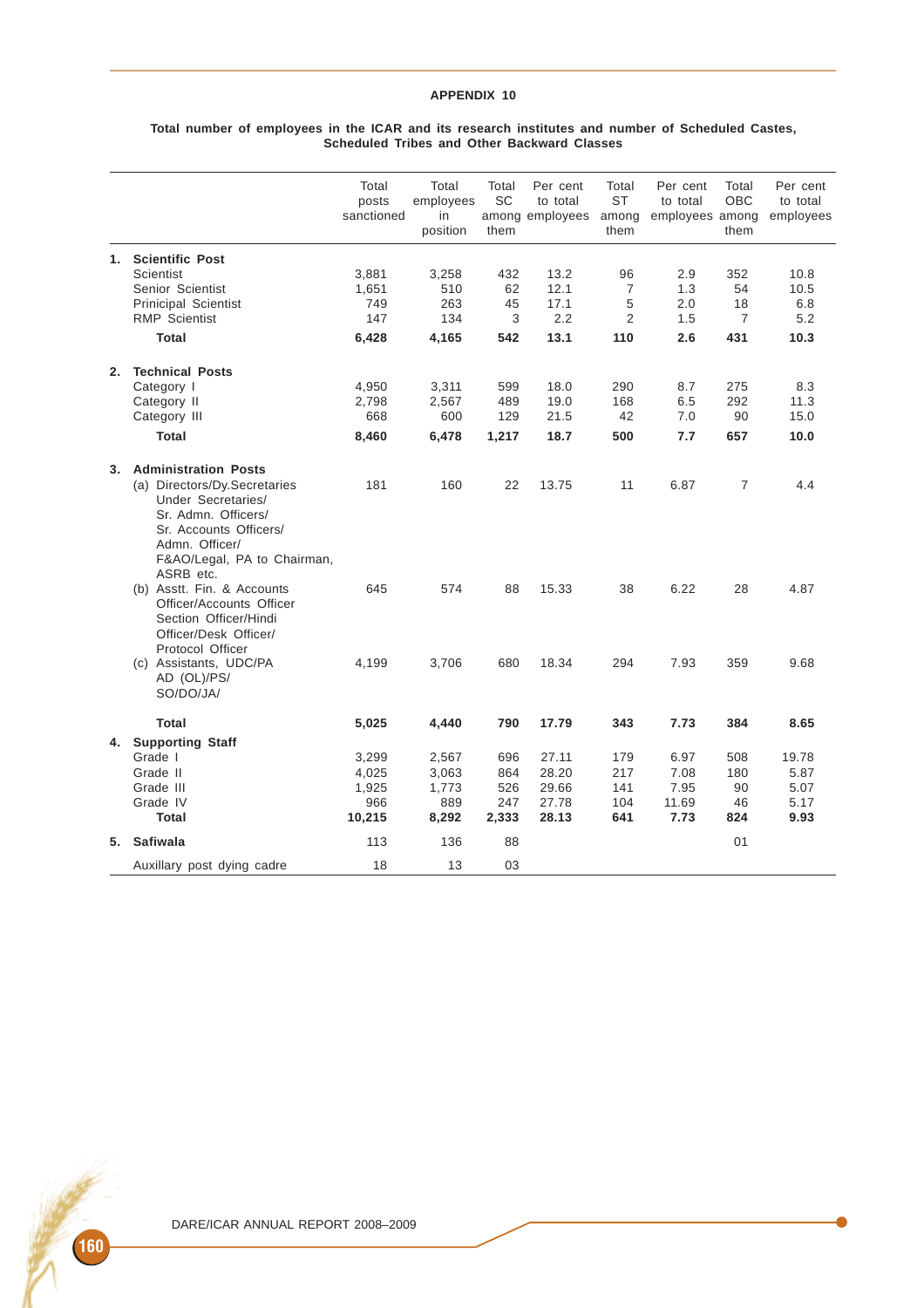## APPENDIX 10

**Total number of employees in the ICAR and its research institutes and number of Scheduled Castes, Scheduled Tribes and Other Backward Classes**

| | Total posts sanctioned | Total employees in position | Total SC among them | Per cent to total employees | Total ST among them | Per cent to total employees | Total OBC among them | Per cent to total employees |
|---|---|---|---|---|---|---|---|---|
| **1. Scientific Post** | | | | | | | | |
| Scientist | 3,881 | 3,258 | 432 | 13.2 | 96 | 2.9 | 352 | 10.8 |
| Senior Scientist | 1,651 | 510 | 62 | 12.1 | 7 | 1.3 | 54 | 10.5 |
| Principal Scientist | 749 | 263 | 45 | 17.1 | 5 | 2.0 | 18 | 6.8 |
| RMP Scientist | 147 | 134 | 3 | 2.2 | 2 | 1.5 | 7 | 5.2 |
| **Total** | **6,428** | **4,165** | **542** | **13.1** | **110** | **2.6** | **431** | **10.3** |
| **2. Technical Posts** | | | | | | | | |
| Category I | 4,950 | 3,311 | 599 | 18.0 | 290 | 8.7 | 275 | 8.3 |
| Category II | 2,798 | 2,567 | 489 | 19.0 | 168 | 6.5 | 292 | 11.3 |
| Category III | 668 | 600 | 129 | 21.5 | 42 | 7.0 | 90 | 15.0 |
| **Total** | **8,460** | **6,478** | **1,217** | **18.7** | **500** | **7.7** | **657** | **10.0** |
| **3. Administration Posts** | | | | | | | | |
| (a) Directors/Dy.Secretaries Under Secretaries/ Sr. Admn. Officers/ Sr. Accounts Officers/ Admn. Officer/ F&AO/Legal, PA to Chairman, ASRB etc. | 181 | 160 | 22 | 13.75 | 11 | 6.87 | 7 | 4.4 |
| (b) Asstt. Fin. & Accounts Officer/Accounts Officer Section Officer/Hindi Officer/Desk Officer/ Protocol Officer | 645 | 574 | 88 | 15.33 | 38 | 6.22 | 28 | 4.87 |
| (c) Assistants, UDC/PA AD (OL)/PS/ SO/DO/JA/ | 4,199 | 3,706 | 680 | 18.34 | 294 | 7.93 | 359 | 9.68 |
| **Total** | **5,025** | **4,440** | **790** | **17.79** | **343** | **7.73** | **384** | **8.65** |
| **4. Supporting Staff** | | | | | | | | |
| Grade I | 3,299 | 2,567 | 696 | 27.11 | 179 | 6.97 | 508 | 19.78 |
| Grade II | 4,025 | 3,063 | 864 | 28.20 | 217 | 7.08 | 180 | 5.87 |
| Grade III | 1,925 | 1,773 | 526 | 29.66 | 141 | 7.95 | 90 | 5.07 |
| Grade IV | 966 | 889 | 247 | 27.78 | 104 | 11.69 | 46 | 5.17 |
| **Total** | **10,215** | **8,292** | **2,333** | **28.13** | **641** | **7.73** | **824** | **9.93** |
| **5. Safiwala** | 113 | 136 | 88 | | | | 01 | |
| Auxillary post dying cadre | 18 | 13 | 03 | | | | | |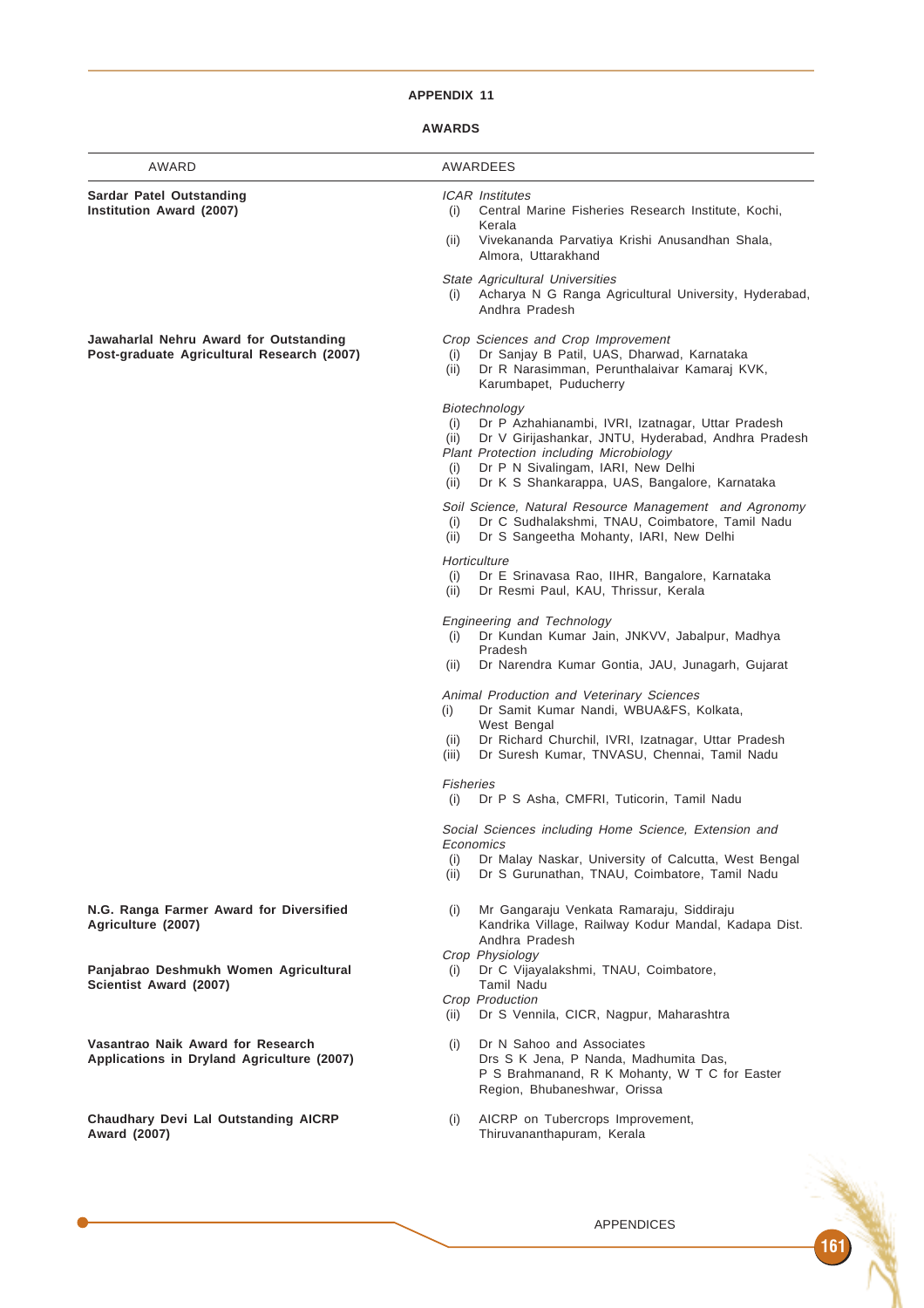# APPENDIX 11

## AWARDS

| AWARD | AWARDEES |
|---|---|
| **Sardar Patel Outstanding Institution Award (2007)** | *ICAR Institutes*<br>(i) Central Marine Fisheries Research Institute, Kochi, Kerala<br>(ii) Vivekananda Parvatiya Krishi Anusandhan Shala, Almora, Uttarakhand<br>*State Agricultural Universities*<br>(i) Acharya N G Ranga Agricultural University, Hyderabad, Andhra Pradesh |
| **Jawaharlal Nehru Award for Outstanding Post-graduate Agricultural Research (2007)** | *Crop Sciences and Crop Improvement*<br>(i) Dr Sanjay B Patil, UAS, Dharwad, Karnataka<br>(ii) Dr R Narasimman, Perunthalaivar Kamaraj KVK, Karumbapet, Puducherry<br>*Biotechnology*<br>(i) Dr P Azhahianambi, IVRI, Izatnagar, Uttar Pradesh<br>(ii) Dr V Girijashankar, JNTU, Hyderabad, Andhra Pradesh<br>*Plant Protection including Microbiology*<br>(i) Dr P N Sivalingam, IARI, New Delhi<br>(ii) Dr K S Shankarappa, UAS, Bangalore, Karnataka<br>*Soil Science, Natural Resource Management and Agronomy*<br>(i) Dr C Sudhalakshmi, TNAU, Coimbatore, Tamil Nadu<br>(ii) Dr S Sangeetha Mohanty, IARI, New Delhi<br>*Horticulture*<br>(i) Dr E Srinavasa Rao, IIHR, Bangalore, Karnataka<br>(ii) Dr Resmi Paul, KAU, Thrissur, Kerala<br>*Engineering and Technology*<br>(i) Dr Kundan Kumar Jain, JNKVV, Jabalpur, Madhya Pradesh<br>(ii) Dr Narendra Kumar Gontia, JAU, Junagarh, Gujarat<br>*Animal Production and Veterinary Sciences*<br>(i) Dr Samit Kumar Nandi, WBUA&FS, Kolkata, West Bengal<br>(ii) Dr Richard Churchil, IVRI, Izatnagar, Uttar Pradesh<br>(iii) Dr Suresh Kumar, TNVASU, Chennai, Tamil Nadu<br>*Fisheries*<br>(i) Dr P S Asha, CMFRI, Tuticorin, Tamil Nadu<br>*Social Sciences including Home Science, Extension and Economics*<br>(i) Dr Malay Naskar, University of Calcutta, West Bengal<br>(ii) Dr S Gurunathan, TNAU, Coimbatore, Tamil Nadu |
| **N.G. Ranga Farmer Award for Diversified Agriculture (2007)** | (i) Mr Gangaraju Venkata Ramaraju, Siddiraju Kandrika Village, Railway Kodur Mandal, Kadapa Dist. Andhra Pradesh |
| **Panjabrao Deshmukh Women Agricultural Scientist Award (2007)** | *Crop Physiology*<br>(i) Dr C Vijayalakshmi, TNAU, Coimbatore, Tamil Nadu<br>*Crop Production*<br>(ii) Dr S Vennila, CICR, Nagpur, Maharashtra |
| **Vasantrao Naik Award for Research Applications in Dryland Agriculture (2007)** | (i) Dr N Sahoo and Associates Drs S K Jena, P Nanda, Madhumita Das, P S Brahmanand, R K Mohanty, W T C for Easter Region, Bhubaneshwar, Orissa |
| **Chaudhary Devi Lal Outstanding AICRP Award (2007)** | (i) AICRP on Tubercrops Improvement, Thiruvananthapuram, Kerala |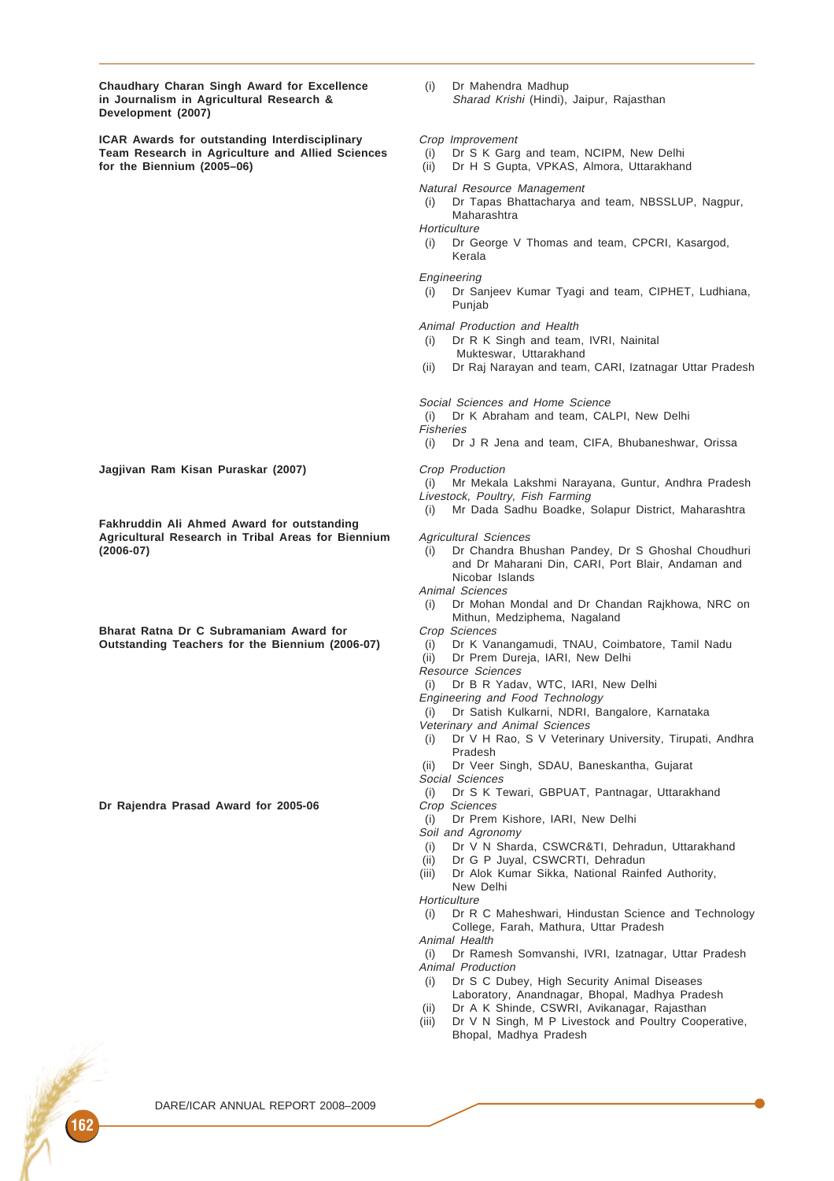**Chaudhary Charan Singh Award for Excellence in Journalism in Agricultural Research & Development (2007)**

(i) Dr Mahendra Madhup
*Sharad Krishi* (Hindi), Jaipur, Rajasthan

**ICAR Awards for outstanding Interdisciplinary Team Research in Agriculture and Allied Sciences for the Biennium (2005–06)**

*Crop Improvement*

(i) Dr S K Garg and team, NCIPM, New Delhi
(ii) Dr H S Gupta, VPKAS, Almora, Uttarakhand

*Natural Resource Management*

(i) Dr Tapas Bhattacharya and team, NBSSLUP, Nagpur, Maharashtra

*Horticulture*

(i) Dr George V Thomas and team, CPCRI, Kasargod, Kerala

*Engineering*

(i) Dr Sanjeev Kumar Tyagi and team, CIPHET, Ludhiana, Punjab

*Animal Production and Health*

(i) Dr R K Singh and team, IVRI, Nainital Mukteswar, Uttarakhand
(ii) Dr Raj Narayan and team, CARI, Izatnagar Uttar Pradesh

*Social Sciences and Home Science*

(i) Dr K Abraham and team, CALPI, New Delhi

*Fisheries*

(i) Dr J R Jena and team, CIFA, Bhubaneshwar, Orissa

**Jagjivan Ram Kisan Puraskar (2007)**

*Crop Production*

(i) Mr Mekala Lakshmi Narayana, Guntur, Andhra Pradesh

*Livestock, Poultry, Fish Farming*

(i) Mr Dada Sadhu Boadke, Solapur District, Maharashtra

**Fakhruddin Ali Ahmed Award for outstanding Agricultural Research in Tribal Areas for Biennium (2006-07)**

*Agricultural Sciences*

(i) Dr Chandra Bhushan Pandey, Dr S Ghoshal Choudhuri and Dr Maharani Din, CARI, Port Blair, Andaman and Nicobar Islands

*Animal Sciences*

(i) Dr Mohan Mondal and Dr Chandan Rajkhowa, NRC on Mithun, Medziphema, Nagaland

**Bharat Ratna Dr C Subramaniam Award for Outstanding Teachers for the Biennium (2006-07)**

*Crop Sciences*

(i) Dr K Vanangamudi, TNAU, Coimbatore, Tamil Nadu
(ii) Dr Prem Dureja, IARI, New Delhi

*Resource Sciences*

(i) Dr B R Yadav, WTC, IARI, New Delhi

*Engineering and Food Technology*

(i) Dr Satish Kulkarni, NDRI, Bangalore, Karnataka

*Veterinary and Animal Sciences*

(i) Dr V H Rao, S V Veterinary University, Tirupati, Andhra Pradesh
(ii) Dr Veer Singh, SDAU, Baneskantha, Gujarat

*Social Sciences*

(i) Dr S K Tewari, GBPUAT, Pantnagar, Uttarakhand

**Dr Rajendra Prasad Award for 2005-06**

*Crop Sciences*

(i) Dr Prem Kishore, IARI, New Delhi

*Soil and Agronomy*

(i) Dr V N Sharda, CSWCR&TI, Dehradun, Uttarakhand
(ii) Dr G P Juyal, CSWCRTI, Dehradun
(iii) Dr Alok Kumar Sikka, National Rainfed Authority, New Delhi

*Horticulture*

(i) Dr R C Maheshwari, Hindustan Science and Technology College, Farah, Mathura, Uttar Pradesh

*Animal Health*

(i) Dr Ramesh Somvanshi, IVRI, Izatnagar, Uttar Pradesh

*Animal Production*

(i) Dr S C Dubey, High Security Animal Diseases Laboratory, Anandnagar, Bhopal, Madhya Pradesh
(ii) Dr A K Shinde, CSWRI, Avikanagar, Rajasthan
(iii) Dr V N Singh, M P Livestock and Poultry Cooperative, Bhopal, Madhya Pradesh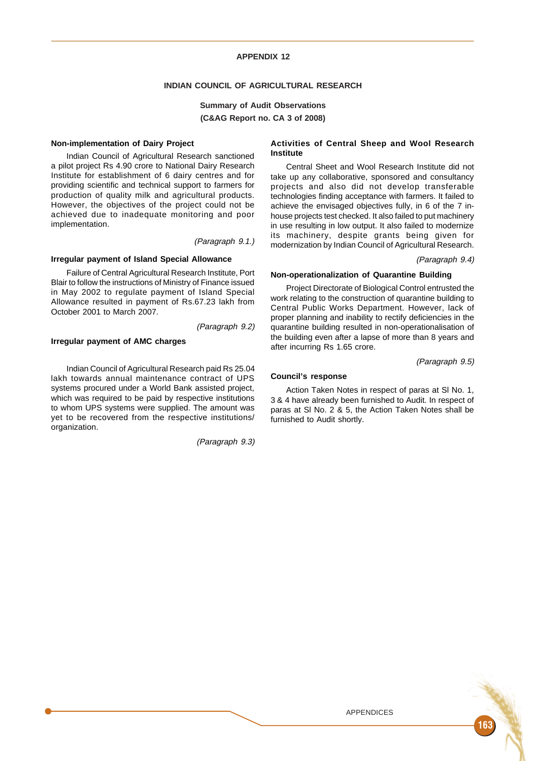# APPENDIX 12

## INDIAN COUNCIL OF AGRICULTURAL RESEARCH

**Summary of Audit Observations**
**(C&AG Report no. CA 3 of 2008)**

### Non-implementation of Dairy Project

Indian Council of Agricultural Research sanctioned a pilot project Rs 4.90 crore to National Dairy Research Institute for establishment of 6 dairy centres and for providing scientific and technical support to farmers for production of quality milk and agricultural products. However, the objectives of the project could not be achieved due to inadequate monitoring and poor implementation.

*(Paragraph 9.1.)*

### Irregular payment of Island Special Allowance

Failure of Central Agricultural Research Institute, Port Blair to follow the instructions of Ministry of Finance issued in May 2002 to regulate payment of Island Special Allowance resulted in payment of Rs.67.23 lakh from October 2001 to March 2007.

*(Paragraph 9.2)*

### Irregular payment of AMC charges

Indian Council of Agricultural Research paid Rs 25.04 lakh towards annual maintenance contract of UPS systems procured under a World Bank assisted project, which was required to be paid by respective institutions to whom UPS systems were supplied. The amount was yet to be recovered from the respective institutions/ organization.

*(Paragraph 9.3)*

### Activities of Central Sheep and Wool Research Institute

Central Sheet and Wool Research Institute did not take up any collaborative, sponsored and consultancy projects and also did not develop transferable technologies finding acceptance with farmers. It failed to achieve the envisaged objectives fully, in 6 of the 7 in-house projects test checked. It also failed to put machinery in use resulting in low output. It also failed to modernize its machinery, despite grants being given for modernization by Indian Council of Agricultural Research.

*(Paragraph 9.4)*

### Non-operationalization of Quarantine Building

Project Directorate of Biological Control entrusted the work relating to the construction of quarantine building to Central Public Works Department. However, lack of proper planning and inability to rectify deficiencies in the quarantine building resulted in non-operationalisation of the building even after a lapse of more than 8 years and after incurring Rs 1.65 crore.

*(Paragraph 9.5)*

### Council's response

Action Taken Notes in respect of paras at Sl No. 1, 3 & 4 have already been furnished to Audit. In respect of paras at Sl No. 2 & 5, the Action Taken Notes shall be furnished to Audit shortly.